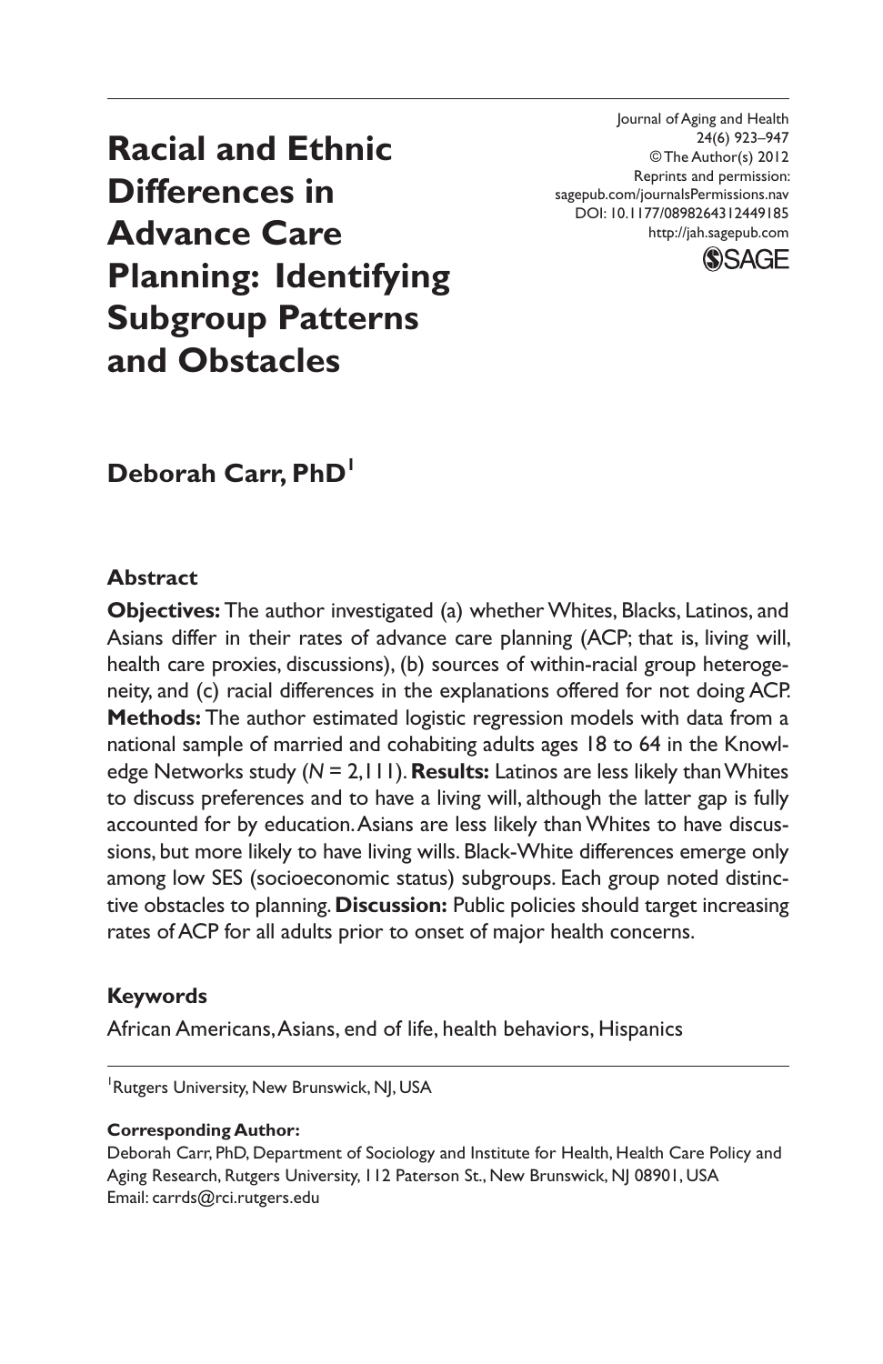Journal of Aging and Health
24(6) 923–947
© The Author(s) 2012
Reprints and permission:
sagepub.com/journalsPermissions.nav
DOI: 10.1177/0898264312449185
http://jah.sagepub.com

# Racial and Ethnic Differences in Advance Care Planning: Identifying Subgroup Patterns and Obstacles

**Deborah Carr, PhD**[1]

## Abstract

**Objectives:** The author investigated (a) whether Whites, Blacks, Latinos, and Asians differ in their rates of advance care planning (ACP; that is, living will, health care proxies, discussions), (b) sources of within-racial group heterogeneity, and (c) racial differences in the explanations offered for not doing ACP. **Methods:** The author estimated logistic regression models with data from a national sample of married and cohabiting adults ages 18 to 64 in the Knowledge Networks study (*N* = 2,111). **Results:** Latinos are less likely than Whites to discuss preferences and to have a living will, although the latter gap is fully accounted for by education. Asians are less likely than Whites to have discussions, but more likely to have living wills. Black-White differences emerge only among low SES (socioeconomic status) subgroups. Each group noted distinctive obstacles to planning. **Discussion:** Public policies should target increasing rates of ACP for all adults prior to onset of major health concerns.

### Keywords

African Americans, Asians, end of life, health behaviors, Hispanics

[1]Rutgers University, New Brunswick, NJ, USA

**Corresponding Author:**
Deborah Carr, PhD, Department of Sociology and Institute for Health, Health Care Policy and Aging Research, Rutgers University, 112 Paterson St., New Brunswick, NJ 08901, USA
Email: carrds@rci.rutgers.edu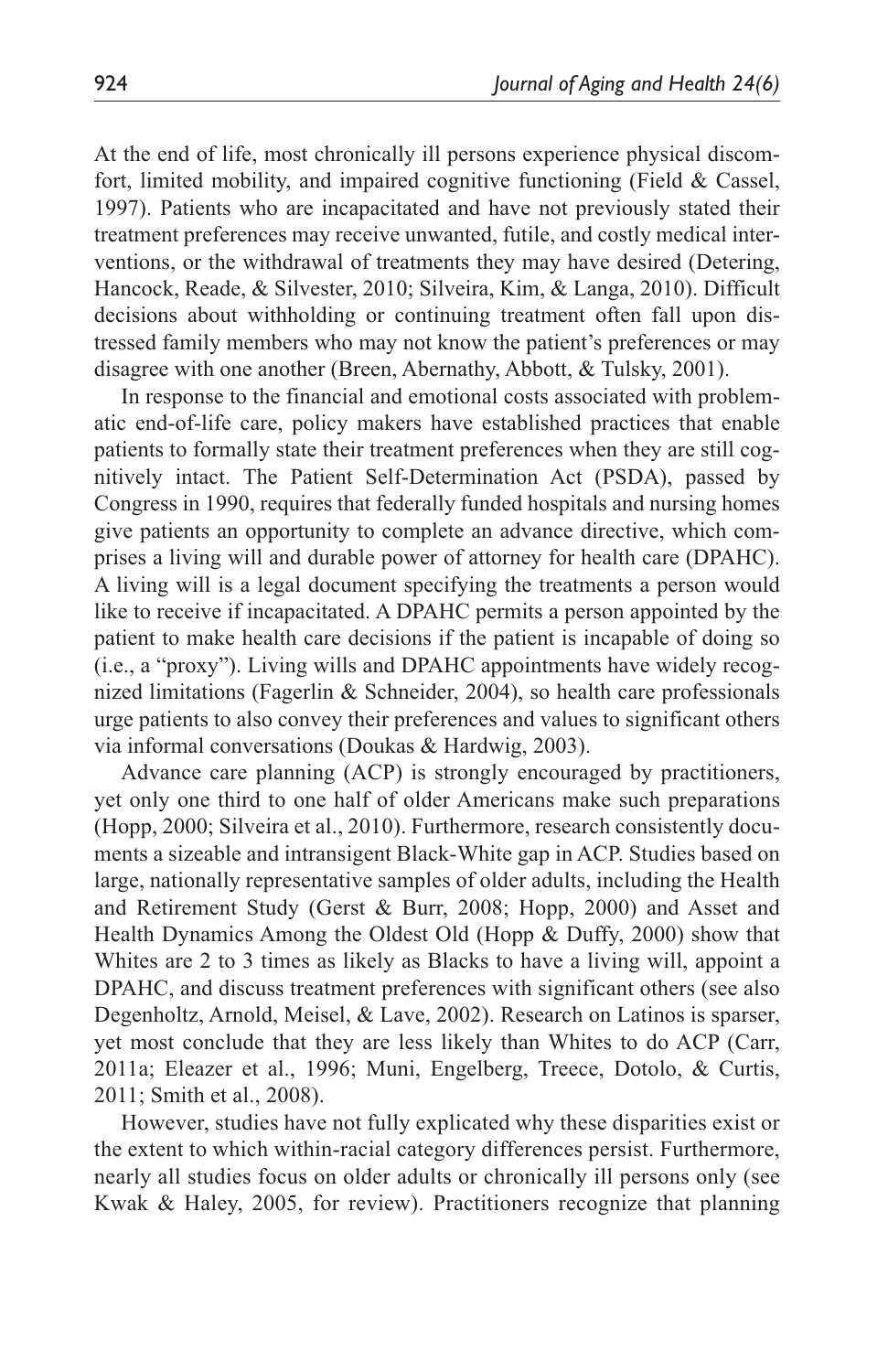At the end of life, most chronically ill persons experience physical discomfort, limited mobility, and impaired cognitive functioning (Field & Cassel, 1997). Patients who are incapacitated and have not previously stated their treatment preferences may receive unwanted, futile, and costly medical interventions, or the withdrawal of treatments they may have desired (Detering, Hancock, Reade, & Silvester, 2010; Silveira, Kim, & Langa, 2010). Difficult decisions about withholding or continuing treatment often fall upon distressed family members who may not know the patient's preferences or may disagree with one another (Breen, Abernathy, Abbott, & Tulsky, 2001).

In response to the financial and emotional costs associated with problematic end-of-life care, policy makers have established practices that enable patients to formally state their treatment preferences when they are still cognitively intact. The Patient Self-Determination Act (PSDA), passed by Congress in 1990, requires that federally funded hospitals and nursing homes give patients an opportunity to complete an advance directive, which comprises a living will and durable power of attorney for health care (DPAHC). A living will is a legal document specifying the treatments a person would like to receive if incapacitated. A DPAHC permits a person appointed by the patient to make health care decisions if the patient is incapable of doing so (i.e., a "proxy"). Living wills and DPAHC appointments have widely recognized limitations (Fagerlin & Schneider, 2004), so health care professionals urge patients to also convey their preferences and values to significant others via informal conversations (Doukas & Hardwig, 2003).

Advance care planning (ACP) is strongly encouraged by practitioners, yet only one third to one half of older Americans make such preparations (Hopp, 2000; Silveira et al., 2010). Furthermore, research consistently documents a sizeable and intransigent Black-White gap in ACP. Studies based on large, nationally representative samples of older adults, including the Health and Retirement Study (Gerst & Burr, 2008; Hopp, 2000) and Asset and Health Dynamics Among the Oldest Old (Hopp & Duffy, 2000) show that Whites are 2 to 3 times as likely as Blacks to have a living will, appoint a DPAHC, and discuss treatment preferences with significant others (see also Degenholtz, Arnold, Meisel, & Lave, 2002). Research on Latinos is sparser, yet most conclude that they are less likely than Whites to do ACP (Carr, 2011a; Eleazer et al., 1996; Muni, Engelberg, Treece, Dotolo, & Curtis, 2011; Smith et al., 2008).

However, studies have not fully explicated why these disparities exist or the extent to which within-racial category differences persist. Furthermore, nearly all studies focus on older adults or chronically ill persons only (see Kwak & Haley, 2005, for review). Practitioners recognize that planning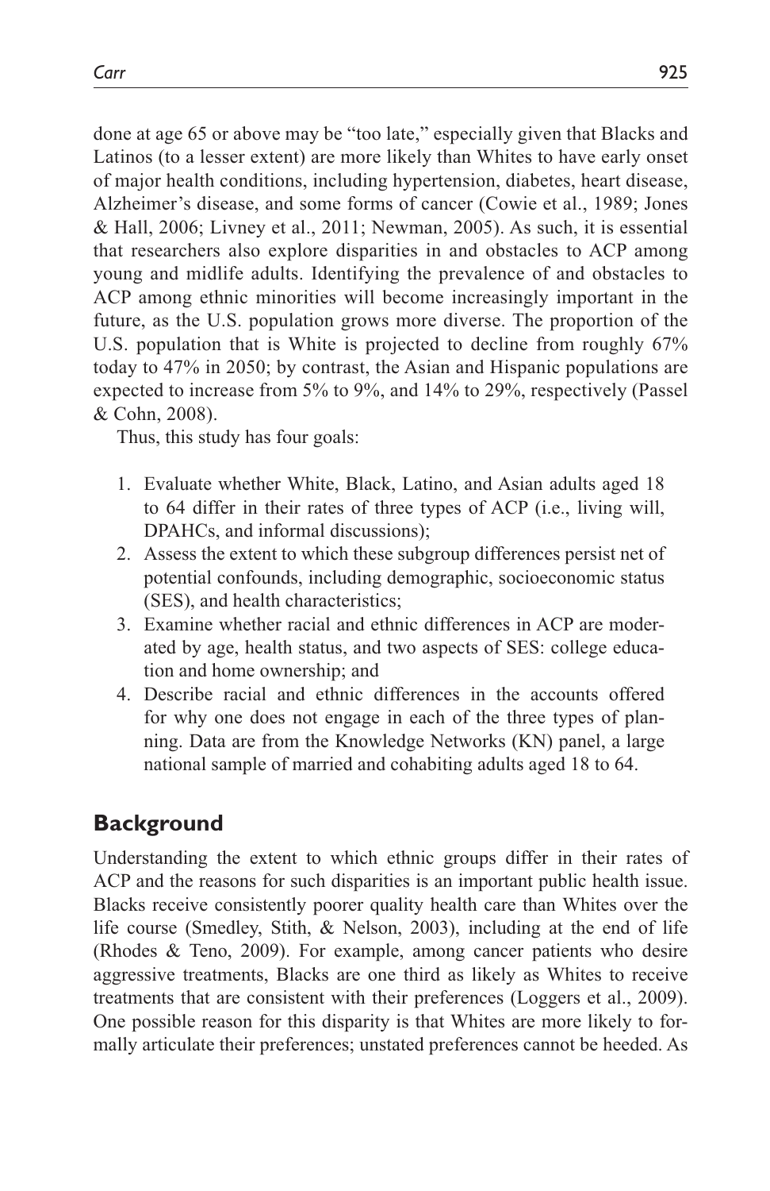done at age 65 or above may be "too late," especially given that Blacks and Latinos (to a lesser extent) are more likely than Whites to have early onset of major health conditions, including hypertension, diabetes, heart disease, Alzheimer's disease, and some forms of cancer (Cowie et al., 1989; Jones & Hall, 2006; Livney et al., 2011; Newman, 2005). As such, it is essential that researchers also explore disparities in and obstacles to ACP among young and midlife adults. Identifying the prevalence of and obstacles to ACP among ethnic minorities will become increasingly important in the future, as the U.S. population grows more diverse. The proportion of the U.S. population that is White is projected to decline from roughly 67% today to 47% in 2050; by contrast, the Asian and Hispanic populations are expected to increase from 5% to 9%, and 14% to 29%, respectively (Passel & Cohn, 2008).

Thus, this study has four goals:

1. Evaluate whether White, Black, Latino, and Asian adults aged 18 to 64 differ in their rates of three types of ACP (i.e., living will, DPAHCs, and informal discussions);
2. Assess the extent to which these subgroup differences persist net of potential confounds, including demographic, socioeconomic status (SES), and health characteristics;
3. Examine whether racial and ethnic differences in ACP are moderated by age, health status, and two aspects of SES: college education and home ownership; and
4. Describe racial and ethnic differences in the accounts offered for why one does not engage in each of the three types of planning. Data are from the Knowledge Networks (KN) panel, a large national sample of married and cohabiting adults aged 18 to 64.

## Background

Understanding the extent to which ethnic groups differ in their rates of ACP and the reasons for such disparities is an important public health issue. Blacks receive consistently poorer quality health care than Whites over the life course (Smedley, Stith, & Nelson, 2003), including at the end of life (Rhodes & Teno, 2009). For example, among cancer patients who desire aggressive treatments, Blacks are one third as likely as Whites to receive treatments that are consistent with their preferences (Loggers et al., 2009). One possible reason for this disparity is that Whites are more likely to formally articulate their preferences; unstated preferences cannot be heeded. As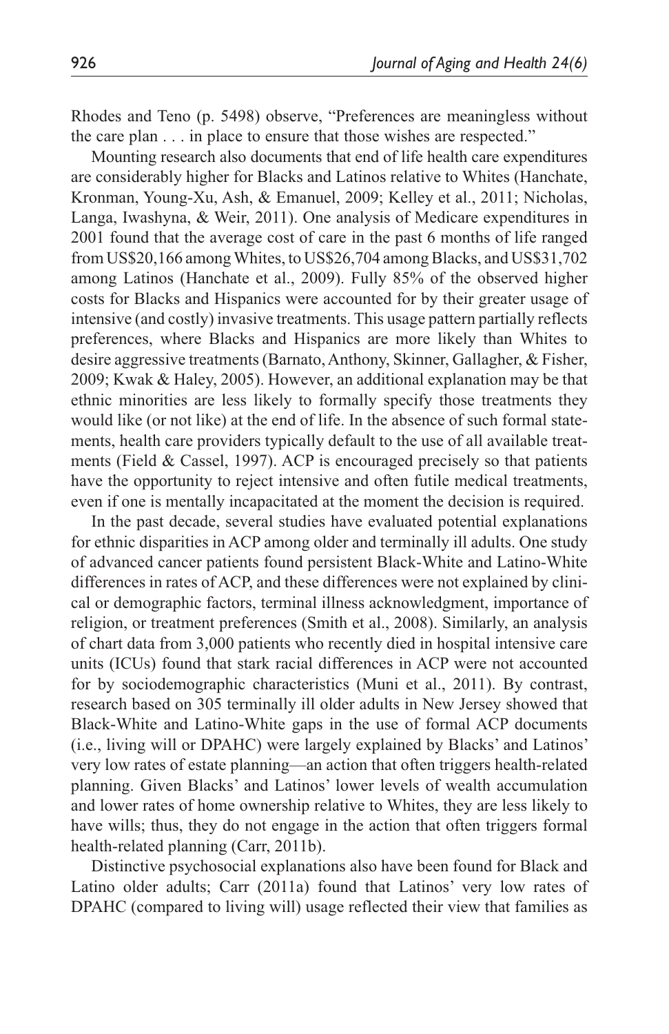Rhodes and Teno (p. 5498) observe, "Preferences are meaningless without the care plan . . . in place to ensure that those wishes are respected."

Mounting research also documents that end of life health care expenditures are considerably higher for Blacks and Latinos relative to Whites (Hanchate, Kronman, Young-Xu, Ash, & Emanuel, 2009; Kelley et al., 2011; Nicholas, Langa, Iwashyna, & Weir, 2011). One analysis of Medicare expenditures in 2001 found that the average cost of care in the past 6 months of life ranged from US$20,166 among Whites, to US$26,704 among Blacks, and US$31,702 among Latinos (Hanchate et al., 2009). Fully 85% of the observed higher costs for Blacks and Hispanics were accounted for by their greater usage of intensive (and costly) invasive treatments. This usage pattern partially reflects preferences, where Blacks and Hispanics are more likely than Whites to desire aggressive treatments (Barnato, Anthony, Skinner, Gallagher, & Fisher, 2009; Kwak & Haley, 2005). However, an additional explanation may be that ethnic minorities are less likely to formally specify those treatments they would like (or not like) at the end of life. In the absence of such formal statements, health care providers typically default to the use of all available treatments (Field & Cassel, 1997). ACP is encouraged precisely so that patients have the opportunity to reject intensive and often futile medical treatments, even if one is mentally incapacitated at the moment the decision is required.

In the past decade, several studies have evaluated potential explanations for ethnic disparities in ACP among older and terminally ill adults. One study of advanced cancer patients found persistent Black-White and Latino-White differences in rates of ACP, and these differences were not explained by clinical or demographic factors, terminal illness acknowledgment, importance of religion, or treatment preferences (Smith et al., 2008). Similarly, an analysis of chart data from 3,000 patients who recently died in hospital intensive care units (ICUs) found that stark racial differences in ACP were not accounted for by sociodemographic characteristics (Muni et al., 2011). By contrast, research based on 305 terminally ill older adults in New Jersey showed that Black-White and Latino-White gaps in the use of formal ACP documents (i.e., living will or DPAHC) were largely explained by Blacks' and Latinos' very low rates of estate planning—an action that often triggers health-related planning. Given Blacks' and Latinos' lower levels of wealth accumulation and lower rates of home ownership relative to Whites, they are less likely to have wills; thus, they do not engage in the action that often triggers formal health-related planning (Carr, 2011b).

Distinctive psychosocial explanations also have been found for Black and Latino older adults; Carr (2011a) found that Latinos' very low rates of DPAHC (compared to living will) usage reflected their view that families as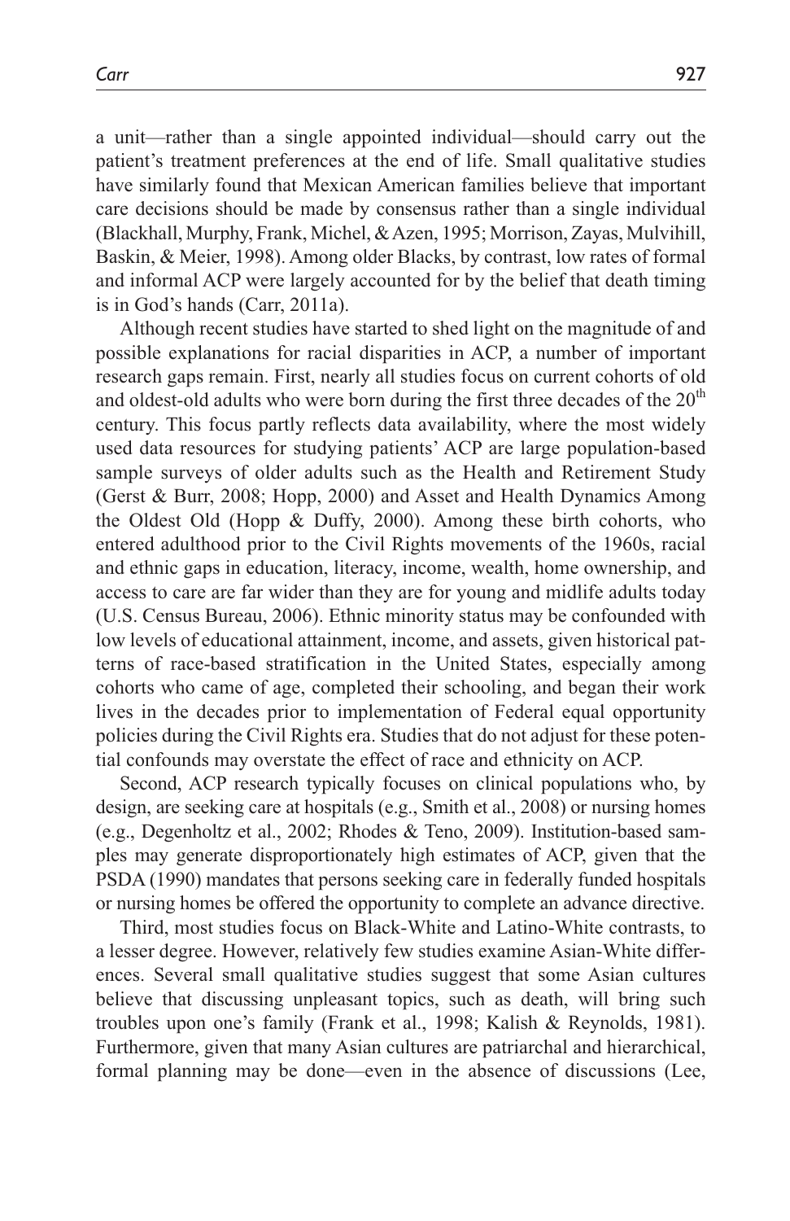a unit—rather than a single appointed individual—should carry out the patient's treatment preferences at the end of life. Small qualitative studies have similarly found that Mexican American families believe that important care decisions should be made by consensus rather than a single individual (Blackhall, Murphy, Frank, Michel, & Azen, 1995; Morrison, Zayas, Mulvihill, Baskin, & Meier, 1998). Among older Blacks, by contrast, low rates of formal and informal ACP were largely accounted for by the belief that death timing is in God's hands (Carr, 2011a).

Although recent studies have started to shed light on the magnitude of and possible explanations for racial disparities in ACP, a number of important research gaps remain. First, nearly all studies focus on current cohorts of old and oldest-old adults who were born during the first three decades of the 20th century. This focus partly reflects data availability, where the most widely used data resources for studying patients' ACP are large population-based sample surveys of older adults such as the Health and Retirement Study (Gerst & Burr, 2008; Hopp, 2000) and Asset and Health Dynamics Among the Oldest Old (Hopp & Duffy, 2000). Among these birth cohorts, who entered adulthood prior to the Civil Rights movements of the 1960s, racial and ethnic gaps in education, literacy, income, wealth, home ownership, and access to care are far wider than they are for young and midlife adults today (U.S. Census Bureau, 2006). Ethnic minority status may be confounded with low levels of educational attainment, income, and assets, given historical patterns of race-based stratification in the United States, especially among cohorts who came of age, completed their schooling, and began their work lives in the decades prior to implementation of Federal equal opportunity policies during the Civil Rights era. Studies that do not adjust for these potential confounds may overstate the effect of race and ethnicity on ACP.

Second, ACP research typically focuses on clinical populations who, by design, are seeking care at hospitals (e.g., Smith et al., 2008) or nursing homes (e.g., Degenholtz et al., 2002; Rhodes & Teno, 2009). Institution-based samples may generate disproportionately high estimates of ACP, given that the PSDA (1990) mandates that persons seeking care in federally funded hospitals or nursing homes be offered the opportunity to complete an advance directive.

Third, most studies focus on Black-White and Latino-White contrasts, to a lesser degree. However, relatively few studies examine Asian-White differences. Several small qualitative studies suggest that some Asian cultures believe that discussing unpleasant topics, such as death, will bring such troubles upon one's family (Frank et al., 1998; Kalish & Reynolds, 1981). Furthermore, given that many Asian cultures are patriarchal and hierarchical, formal planning may be done—even in the absence of discussions (Lee,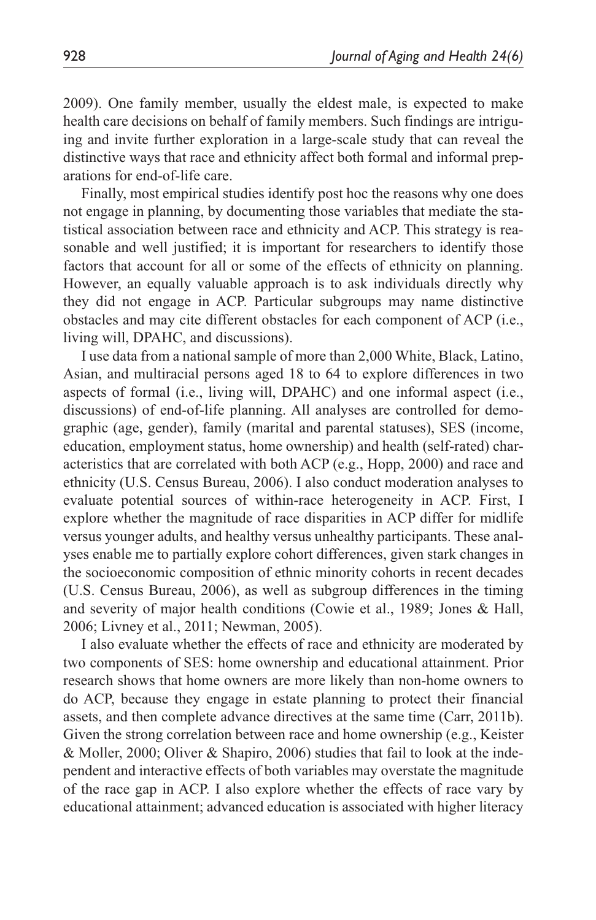2009). One family member, usually the eldest male, is expected to make health care decisions on behalf of family members. Such findings are intriguing and invite further exploration in a large-scale study that can reveal the distinctive ways that race and ethnicity affect both formal and informal preparations for end-of-life care.

Finally, most empirical studies identify post hoc the reasons why one does not engage in planning, by documenting those variables that mediate the statistical association between race and ethnicity and ACP. This strategy is reasonable and well justified; it is important for researchers to identify those factors that account for all or some of the effects of ethnicity on planning. However, an equally valuable approach is to ask individuals directly why they did not engage in ACP. Particular subgroups may name distinctive obstacles and may cite different obstacles for each component of ACP (i.e., living will, DPAHC, and discussions).

I use data from a national sample of more than 2,000 White, Black, Latino, Asian, and multiracial persons aged 18 to 64 to explore differences in two aspects of formal (i.e., living will, DPAHC) and one informal aspect (i.e., discussions) of end-of-life planning. All analyses are controlled for demographic (age, gender), family (marital and parental statuses), SES (income, education, employment status, home ownership) and health (self-rated) characteristics that are correlated with both ACP (e.g., Hopp, 2000) and race and ethnicity (U.S. Census Bureau, 2006). I also conduct moderation analyses to evaluate potential sources of within-race heterogeneity in ACP. First, I explore whether the magnitude of race disparities in ACP differ for midlife versus younger adults, and healthy versus unhealthy participants. These analyses enable me to partially explore cohort differences, given stark changes in the socioeconomic composition of ethnic minority cohorts in recent decades (U.S. Census Bureau, 2006), as well as subgroup differences in the timing and severity of major health conditions (Cowie et al., 1989; Jones & Hall, 2006; Livney et al., 2011; Newman, 2005).

I also evaluate whether the effects of race and ethnicity are moderated by two components of SES: home ownership and educational attainment. Prior research shows that home owners are more likely than non-home owners to do ACP, because they engage in estate planning to protect their financial assets, and then complete advance directives at the same time (Carr, 2011b). Given the strong correlation between race and home ownership (e.g., Keister & Moller, 2000; Oliver & Shapiro, 2006) studies that fail to look at the independent and interactive effects of both variables may overstate the magnitude of the race gap in ACP. I also explore whether the effects of race vary by educational attainment; advanced education is associated with higher literacy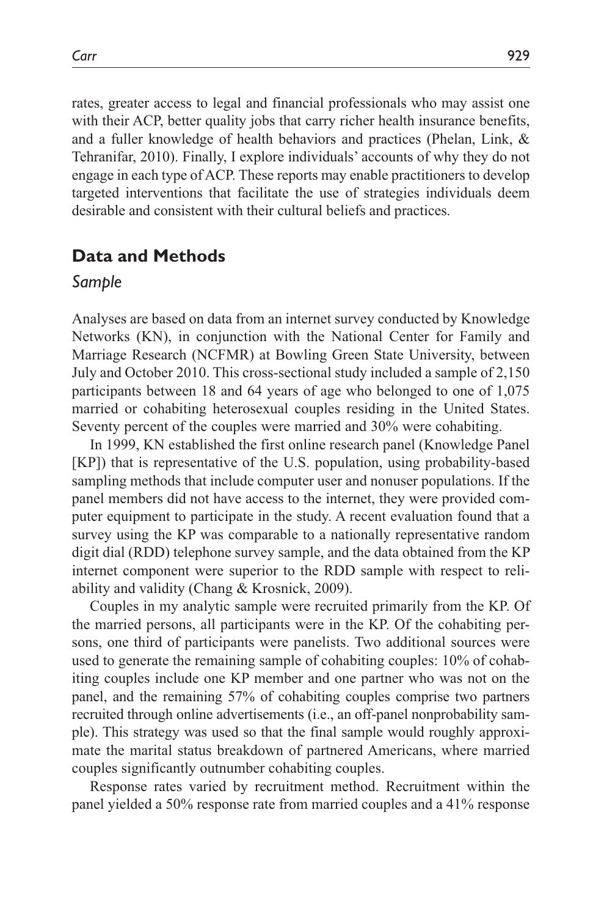rates, greater access to legal and financial professionals who may assist one with their ACP, better quality jobs that carry richer health insurance benefits, and a fuller knowledge of health behaviors and practices (Phelan, Link, & Tehranifar, 2010). Finally, I explore individuals' accounts of why they do not engage in each type of ACP. These reports may enable practitioners to develop targeted interventions that facilitate the use of strategies individuals deem desirable and consistent with their cultural beliefs and practices.

## Data and Methods

### *Sample*

Analyses are based on data from an internet survey conducted by Knowledge Networks (KN), in conjunction with the National Center for Family and Marriage Research (NCFMR) at Bowling Green State University, between July and October 2010. This cross-sectional study included a sample of 2,150 participants between 18 and 64 years of age who belonged to one of 1,075 married or cohabiting heterosexual couples residing in the United States. Seventy percent of the couples were married and 30% were cohabiting.

In 1999, KN established the first online research panel (Knowledge Panel [KP]) that is representative of the U.S. population, using probability-based sampling methods that include computer user and nonuser populations. If the panel members did not have access to the internet, they were provided computer equipment to participate in the study. A recent evaluation found that a survey using the KP was comparable to a nationally representative random digit dial (RDD) telephone survey sample, and the data obtained from the KP internet component were superior to the RDD sample with respect to reliability and validity (Chang & Krosnick, 2009).

Couples in my analytic sample were recruited primarily from the KP. Of the married persons, all participants were in the KP. Of the cohabiting persons, one third of participants were panelists. Two additional sources were used to generate the remaining sample of cohabiting couples: 10% of cohabiting couples include one KP member and one partner who was not on the panel, and the remaining 57% of cohabiting couples comprise two partners recruited through online advertisements (i.e., an off-panel nonprobability sample). This strategy was used so that the final sample would roughly approximate the marital status breakdown of partnered Americans, where married couples significantly outnumber cohabiting couples.

Response rates varied by recruitment method. Recruitment within the panel yielded a 50% response rate from married couples and a 41% response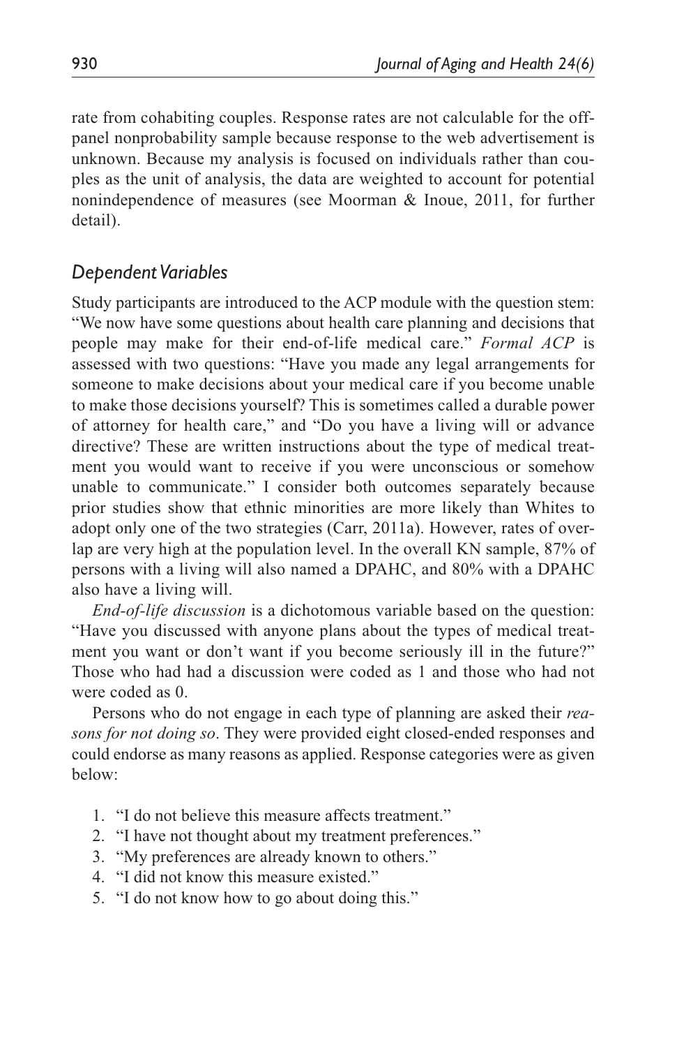rate from cohabiting couples. Response rates are not calculable for the off-panel nonprobability sample because response to the web advertisement is unknown. Because my analysis is focused on individuals rather than couples as the unit of analysis, the data are weighted to account for potential nonindependence of measures (see Moorman & Inoue, 2011, for further detail).

### *Dependent Variables*

Study participants are introduced to the ACP module with the question stem: "We now have some questions about health care planning and decisions that people may make for their end-of-life medical care." *Formal ACP* is assessed with two questions: "Have you made any legal arrangements for someone to make decisions about your medical care if you become unable to make those decisions yourself? This is sometimes called a durable power of attorney for health care," and "Do you have a living will or advance directive? These are written instructions about the type of medical treatment you would want to receive if you were unconscious or somehow unable to communicate." I consider both outcomes separately because prior studies show that ethnic minorities are more likely than Whites to adopt only one of the two strategies (Carr, 2011a). However, rates of overlap are very high at the population level. In the overall KN sample, 87% of persons with a living will also named a DPAHC, and 80% with a DPAHC also have a living will.

*End-of-life discussion* is a dichotomous variable based on the question: "Have you discussed with anyone plans about the types of medical treatment you want or don't want if you become seriously ill in the future?" Those who had had a discussion were coded as 1 and those who had not were coded as 0.

Persons who do not engage in each type of planning are asked their *reasons for not doing so*. They were provided eight closed-ended responses and could endorse as many reasons as applied. Response categories were as given below:

1. "I do not believe this measure affects treatment."
2. "I have not thought about my treatment preferences."
3. "My preferences are already known to others."
4. "I did not know this measure existed."
5. "I do not know how to go about doing this."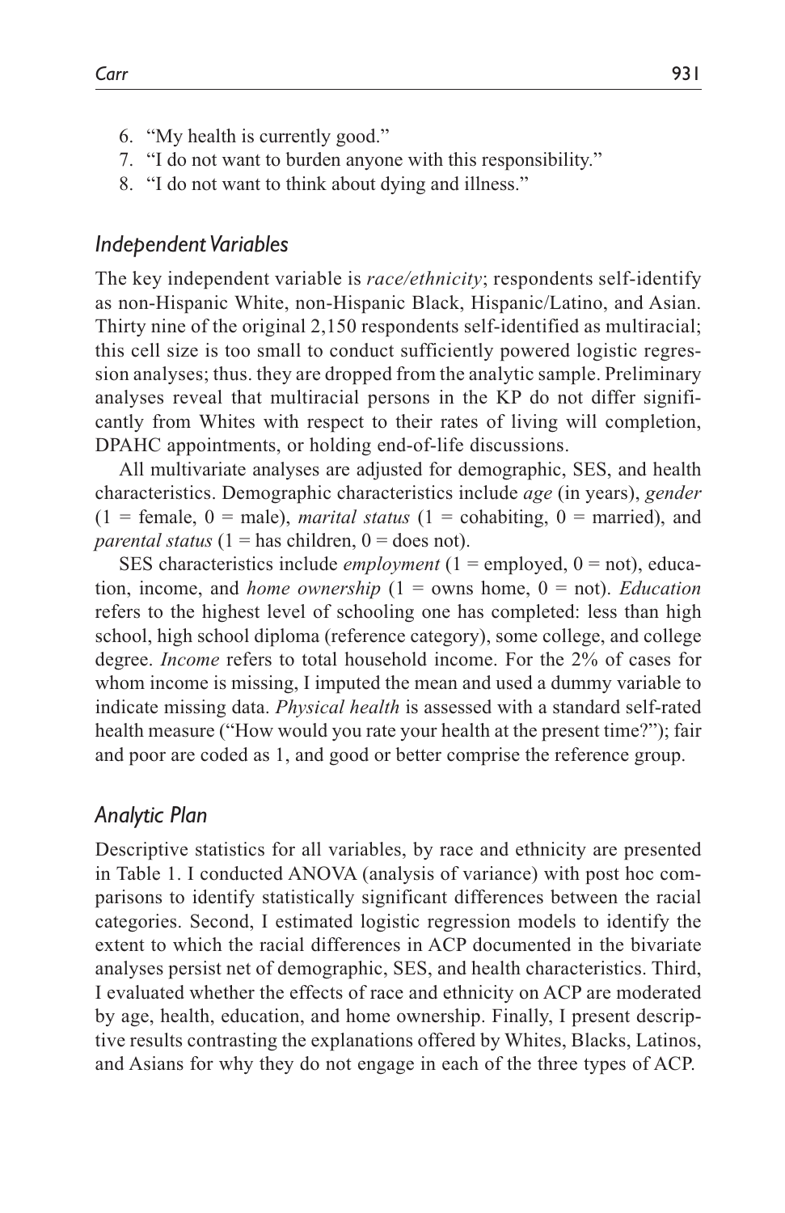6. "My health is currently good."
7. "I do not want to burden anyone with this responsibility."
8. "I do not want to think about dying and illness."

### *Independent Variables*

The key independent variable is *race/ethnicity*; respondents self-identify as non-Hispanic White, non-Hispanic Black, Hispanic/Latino, and Asian. Thirty nine of the original 2,150 respondents self-identified as multiracial; this cell size is too small to conduct sufficiently powered logistic regression analyses; thus. they are dropped from the analytic sample. Preliminary analyses reveal that multiracial persons in the KP do not differ significantly from Whites with respect to their rates of living will completion, DPAHC appointments, or holding end-of-life discussions.

All multivariate analyses are adjusted for demographic, SES, and health characteristics. Demographic characteristics include *age* (in years), *gender* (1 = female, 0 = male), *marital status* (1 = cohabiting, 0 = married), and *parental status* (1 = has children, 0 = does not).

SES characteristics include *employment* (1 = employed, 0 = not), education, income, and *home ownership* (1 = owns home, 0 = not). *Education* refers to the highest level of schooling one has completed: less than high school, high school diploma (reference category), some college, and college degree. *Income* refers to total household income. For the 2% of cases for whom income is missing, I imputed the mean and used a dummy variable to indicate missing data. *Physical health* is assessed with a standard self-rated health measure ("How would you rate your health at the present time?"); fair and poor are coded as 1, and good or better comprise the reference group.

### *Analytic Plan*

Descriptive statistics for all variables, by race and ethnicity are presented in Table 1. I conducted ANOVA (analysis of variance) with post hoc comparisons to identify statistically significant differences between the racial categories. Second, I estimated logistic regression models to identify the extent to which the racial differences in ACP documented in the bivariate analyses persist net of demographic, SES, and health characteristics. Third, I evaluated whether the effects of race and ethnicity on ACP are moderated by age, health, education, and home ownership. Finally, I present descriptive results contrasting the explanations offered by Whites, Blacks, Latinos, and Asians for why they do not engage in each of the three types of ACP.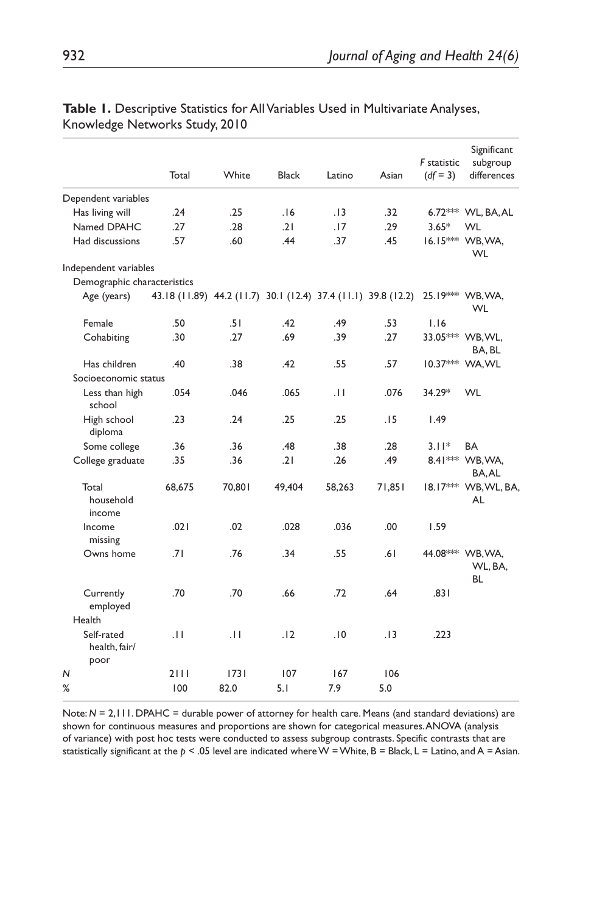**Table 1.** Descriptive Statistics for All Variables Used in Multivariate Analyses, Knowledge Networks Study, 2010

| | Total | White | Black | Latino | Asian | $F$ statistic ($df$ = 3) | Significant subgroup differences |
|---|---|---|---|---|---|---|---|
| Dependent variables | | | | | | | |
| Has living will | .24 | .25 | .16 | .13 | .32 | 6.72*** | WL, BA, AL |
| Named DPAHC | .27 | .28 | .21 | .17 | .29 | 3.65* | WL |
| Had discussions | .57 | .60 | .44 | .37 | .45 | 16.15*** | WB, WA, WL |
| Independent variables | | | | | | | |
| Demographic characteristics | | | | | | | |
| Age (years) | 43.18 (11.89) | 44.2 (11.7) | 30.1 (12.4) | 37.4 (11.1) | 39.8 (12.2) | 25.19*** | WB, WA, WL |
| Female | .50 | .51 | .42 | .49 | .53 | 1.16 | |
| Cohabiting | .30 | .27 | .69 | .39 | .27 | 33.05*** | WB, WL, BA, BL |
| Has children | .40 | .38 | .42 | .55 | .57 | 10.37*** | WA, WL |
| Socioeconomic status | | | | | | | |
| Less than high school | .054 | .046 | .065 | .11 | .076 | 34.29* | WL |
| High school diploma | .23 | .24 | .25 | .25 | .15 | 1.49 | |
| Some college | .36 | .36 | .48 | .38 | .28 | 3.11* | BA |
| College graduate | .35 | .36 | .21 | .26 | .49 | 8.41*** | WB, WA, BA, AL |
| Total household income | 68,675 | 70,801 | 49,404 | 58,263 | 71,851 | 18.17*** | WB, WL, BA, AL |
| Income missing | .021 | .02 | .028 | .036 | .00 | 1.59 | |
| Owns home | .71 | .76 | .34 | .55 | .61 | 44.08*** | WB, WA, WL, BA, BL |
| Currently employed | .70 | .70 | .66 | .72 | .64 | .831 | |
| Health | | | | | | | |
| Self-rated health, fair/poor | .11 | .11 | .12 | .10 | .13 | .223 | |
| $N$ | 2111 | 1731 | 107 | 167 | 106 | | |
| % | 100 | 82.0 | 5.1 | 7.9 | 5.0 | | |

Note: $N$ = 2,111. DPAHC = durable power of attorney for health care. Means (and standard deviations) are shown for continuous measures and proportions are shown for categorical measures. ANOVA (analysis of variance) with post hoc tests were conducted to assess subgroup contrasts. Specific contrasts that are statistically significant at the $p < .05$ level are indicated where W = White, B = Black, L = Latino, and A = Asian.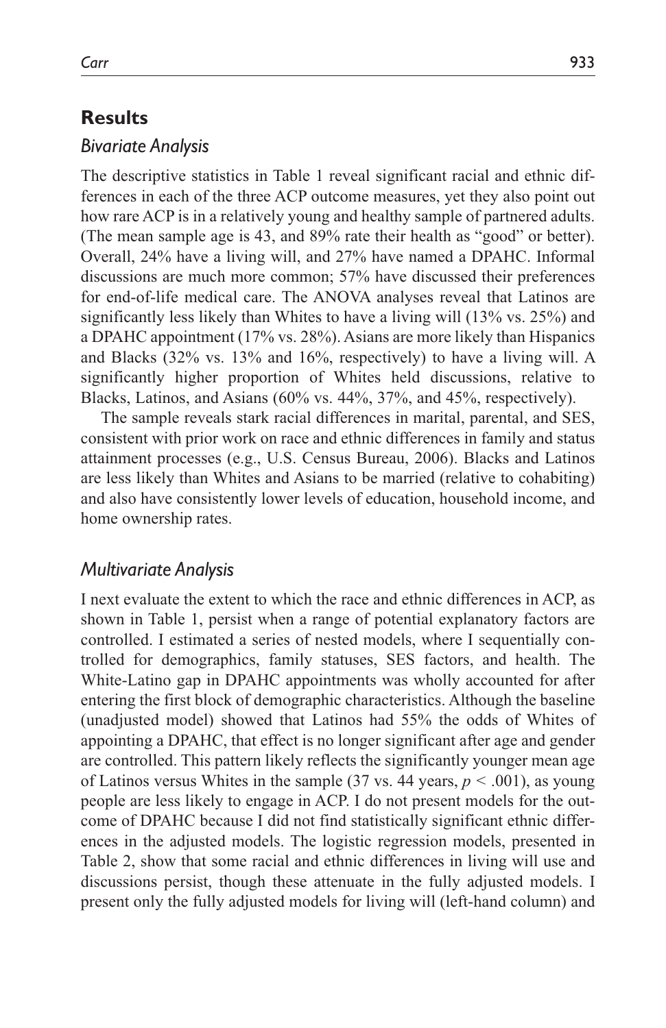## Results

### *Bivariate Analysis*

The descriptive statistics in Table 1 reveal significant racial and ethnic differences in each of the three ACP outcome measures, yet they also point out how rare ACP is in a relatively young and healthy sample of partnered adults. (The mean sample age is 43, and 89% rate their health as "good" or better). Overall, 24% have a living will, and 27% have named a DPAHC. Informal discussions are much more common; 57% have discussed their preferences for end-of-life medical care. The ANOVA analyses reveal that Latinos are significantly less likely than Whites to have a living will (13% vs. 25%) and a DPAHC appointment (17% vs. 28%). Asians are more likely than Hispanics and Blacks (32% vs. 13% and 16%, respectively) to have a living will. A significantly higher proportion of Whites held discussions, relative to Blacks, Latinos, and Asians (60% vs. 44%, 37%, and 45%, respectively).

The sample reveals stark racial differences in marital, parental, and SES, consistent with prior work on race and ethnic differences in family and status attainment processes (e.g., U.S. Census Bureau, 2006). Blacks and Latinos are less likely than Whites and Asians to be married (relative to cohabiting) and also have consistently lower levels of education, household income, and home ownership rates.

### *Multivariate Analysis*

I next evaluate the extent to which the race and ethnic differences in ACP, as shown in Table 1, persist when a range of potential explanatory factors are controlled. I estimated a series of nested models, where I sequentially controlled for demographics, family statuses, SES factors, and health. The White-Latino gap in DPAHC appointments was wholly accounted for after entering the first block of demographic characteristics. Although the baseline (unadjusted model) showed that Latinos had 55% the odds of Whites of appointing a DPAHC, that effect is no longer significant after age and gender are controlled. This pattern likely reflects the significantly younger mean age of Latinos versus Whites in the sample (37 vs. 44 years, $p < .001$), as young people are less likely to engage in ACP. I do not present models for the outcome of DPAHC because I did not find statistically significant ethnic differences in the adjusted models. The logistic regression models, presented in Table 2, show that some racial and ethnic differences in living will use and discussions persist, though these attenuate in the fully adjusted models. I present only the fully adjusted models for living will (left-hand column) and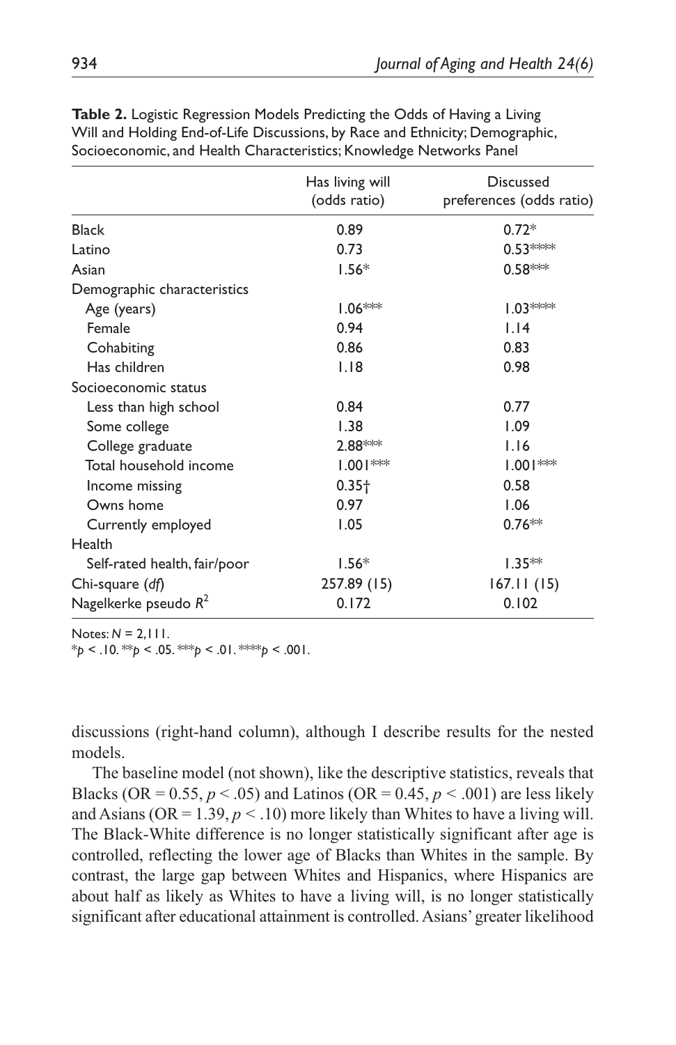**Table 2.** Logistic Regression Models Predicting the Odds of Having a Living Will and Holding End-of-Life Discussions, by Race and Ethnicity; Demographic, Socioeconomic, and Health Characteristics; Knowledge Networks Panel

| | Has living will (odds ratio) | Discussed preferences (odds ratio) |
|---|---|---|
| Black | 0.89 | 0.72* |
| Latino | 0.73 | 0.53**** |
| Asian | 1.56* | 0.58*** |
| Demographic characteristics | | |
| Age (years) | 1.06*** | 1.03**** |
| Female | 0.94 | 1.14 |
| Cohabiting | 0.86 | 0.83 |
| Has children | 1.18 | 0.98 |
| Socioeconomic status | | |
| Less than high school | 0.84 | 0.77 |
| Some college | 1.38 | 1.09 |
| College graduate | 2.88*** | 1.16 |
| Total household income | 1.001*** | 1.001*** |
| Income missing | 0.35† | 0.58 |
| Owns home | 0.97 | 1.06 |
| Currently employed | 1.05 | 0.76** |
| Health | | |
| Self-rated health, fair/poor | 1.56* | 1.35** |
| Chi-square (*df*) | 257.89 (15) | 167.11 (15) |
| Nagelkerke pseudo $R^2$ | 0.172 | 0.102 |

Notes: $N$ = 2,111.
\*$p < .10$. \*\*$p < .05$. \*\*\*$p < .01$. \*\*\*\*$p < .001$.

discussions (right-hand column), although I describe results for the nested models.

The baseline model (not shown), like the descriptive statistics, reveals that Blacks (OR = 0.55, $p < .05$) and Latinos (OR = 0.45, $p < .001$) are less likely and Asians (OR = 1.39, $p < .10$) more likely than Whites to have a living will. The Black-White difference is no longer statistically significant after age is controlled, reflecting the lower age of Blacks than Whites in the sample. By contrast, the large gap between Whites and Hispanics, where Hispanics are about half as likely as Whites to have a living will, is no longer statistically significant after educational attainment is controlled. Asians' greater likelihood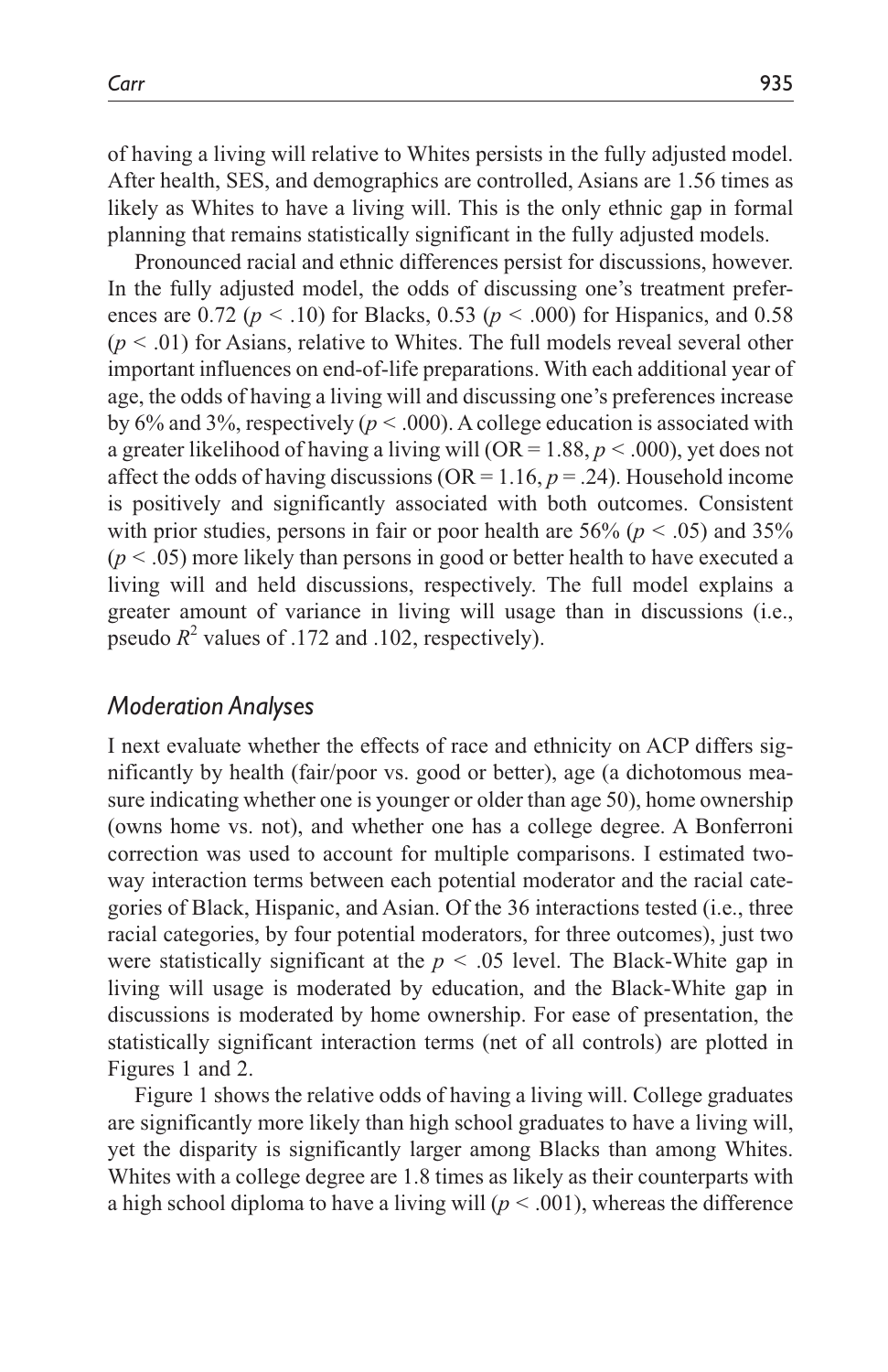of having a living will relative to Whites persists in the fully adjusted model. After health, SES, and demographics are controlled, Asians are 1.56 times as likely as Whites to have a living will. This is the only ethnic gap in formal planning that remains statistically significant in the fully adjusted models.

Pronounced racial and ethnic differences persist for discussions, however. In the fully adjusted model, the odds of discussing one's treatment preferences are 0.72 ($p < .10$) for Blacks, 0.53 ($p < .000$) for Hispanics, and 0.58 ($p < .01$) for Asians, relative to Whites. The full models reveal several other important influences on end-of-life preparations. With each additional year of age, the odds of having a living will and discussing one's preferences increase by 6% and 3%, respectively ($p < .000$). A college education is associated with a greater likelihood of having a living will (OR = 1.88, $p < .000$), yet does not affect the odds of having discussions (OR = 1.16, $p = .24$). Household income is positively and significantly associated with both outcomes. Consistent with prior studies, persons in fair or poor health are 56% ($p < .05$) and 35% ($p < .05$) more likely than persons in good or better health to have executed a living will and held discussions, respectively. The full model explains a greater amount of variance in living will usage than in discussions (i.e., pseudo $R^2$ values of .172 and .102, respectively).

## *Moderation Analyses*

I next evaluate whether the effects of race and ethnicity on ACP differs significantly by health (fair/poor vs. good or better), age (a dichotomous measure indicating whether one is younger or older than age 50), home ownership (owns home vs. not), and whether one has a college degree. A Bonferroni correction was used to account for multiple comparisons. I estimated two-way interaction terms between each potential moderator and the racial categories of Black, Hispanic, and Asian. Of the 36 interactions tested (i.e., three racial categories, by four potential moderators, for three outcomes), just two were statistically significant at the $p < .05$ level. The Black-White gap in living will usage is moderated by education, and the Black-White gap in discussions is moderated by home ownership. For ease of presentation, the statistically significant interaction terms (net of all controls) are plotted in Figures 1 and 2.

Figure 1 shows the relative odds of having a living will. College graduates are significantly more likely than high school graduates to have a living will, yet the disparity is significantly larger among Blacks than among Whites. Whites with a college degree are 1.8 times as likely as their counterparts with a high school diploma to have a living will ($p < .001$), whereas the difference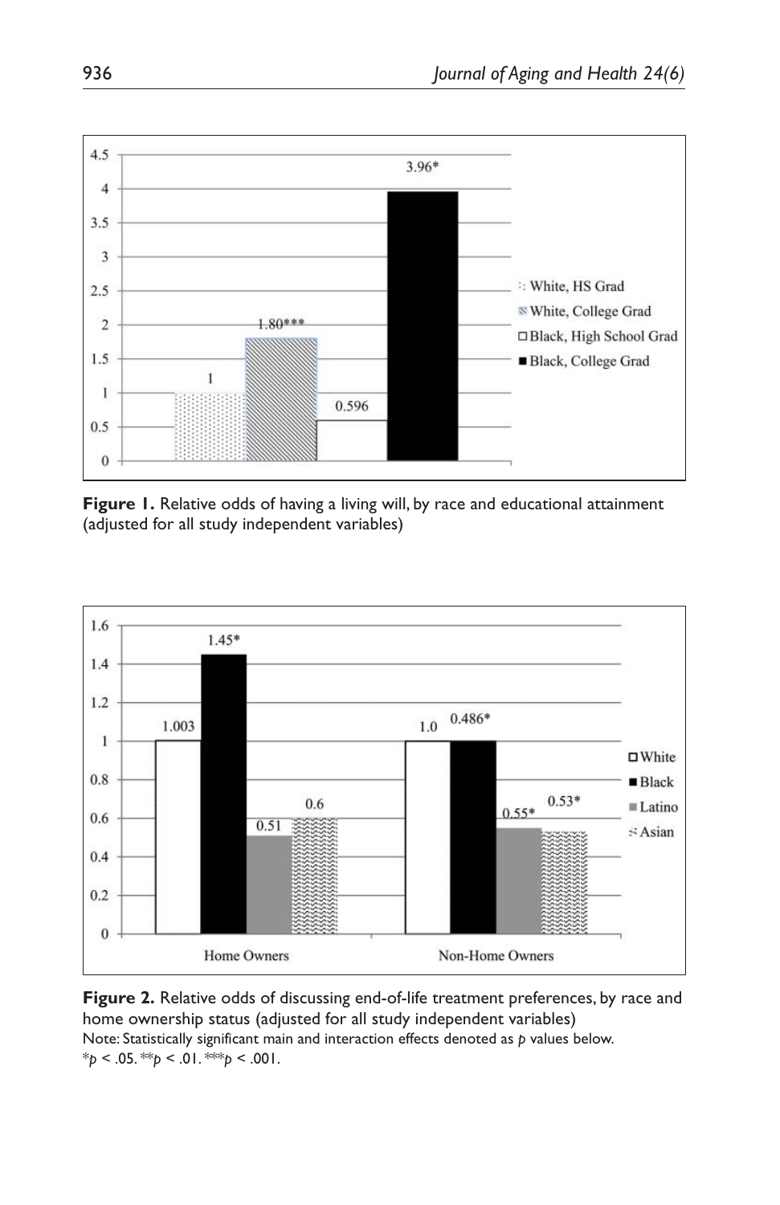**Figure 1.** Relative odds of having a living will, by race and educational attainment (adjusted for all study independent variables)

**Figure 2.** Relative odds of discussing end-of-life treatment preferences, by race and home ownership status (adjusted for all study independent variables)
Note: Statistically significant main and interaction effects denoted as *p* values below.
$^{*}p < .05$. $^{**}p < .01$. $^{***}p < .001$.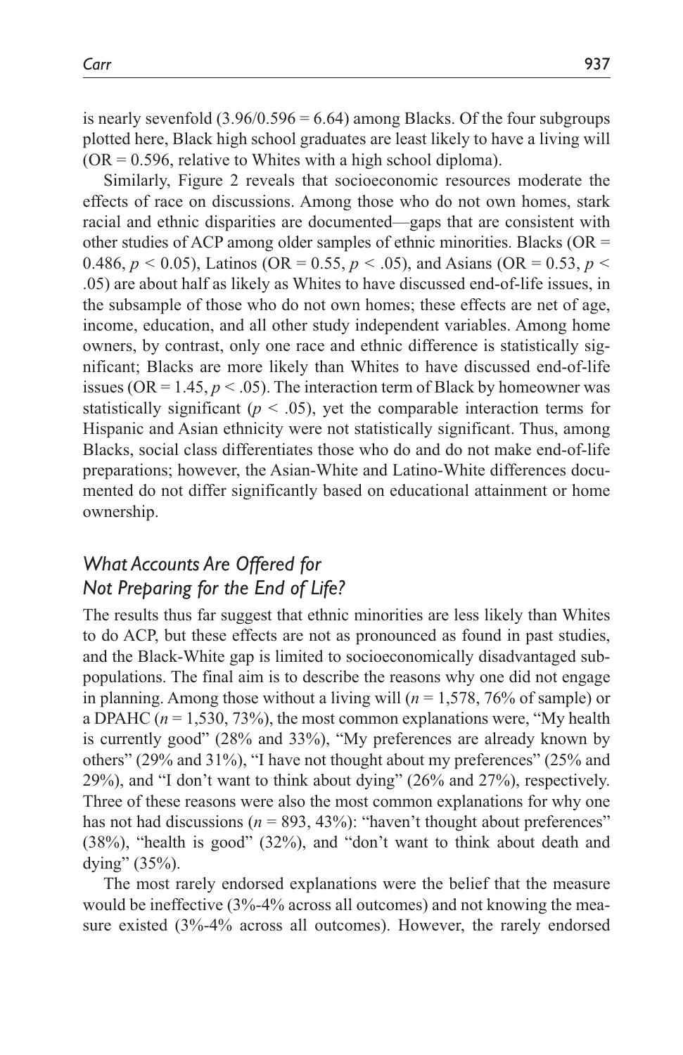is nearly sevenfold ($3.96/0.596 = 6.64$) among Blacks. Of the four subgroups plotted here, Black high school graduates are least likely to have a living will (OR = 0.596, relative to Whites with a high school diploma).

Similarly, Figure 2 reveals that socioeconomic resources moderate the effects of race on discussions. Among those who do not own homes, stark racial and ethnic disparities are documented—gaps that are consistent with other studies of ACP among older samples of ethnic minorities. Blacks (OR = 0.486, $p < 0.05$), Latinos (OR = 0.55, $p < .05$), and Asians (OR = 0.53, $p < .05$) are about half as likely as Whites to have discussed end-of-life issues, in the subsample of those who do not own homes; these effects are net of age, income, education, and all other study independent variables. Among home owners, by contrast, only one race and ethnic difference is statistically significant; Blacks are more likely than Whites to have discussed end-of-life issues (OR = 1.45, $p < .05$). The interaction term of Black by homeowner was statistically significant ($p < .05$), yet the comparable interaction terms for Hispanic and Asian ethnicity were not statistically significant. Thus, among Blacks, social class differentiates those who do and do not make end-of-life preparations; however, the Asian-White and Latino-White differences documented do not differ significantly based on educational attainment or home ownership.

## *What Accounts Are Offered for Not Preparing for the End of Life?*

The results thus far suggest that ethnic minorities are less likely than Whites to do ACP, but these effects are not as pronounced as found in past studies, and the Black-White gap is limited to socioeconomically disadvantaged subpopulations. The final aim is to describe the reasons why one did not engage in planning. Among those without a living will ($n$ = 1,578, 76% of sample) or a DPAHC ($n$ = 1,530, 73%), the most common explanations were, "My health is currently good" (28% and 33%), "My preferences are already known by others" (29% and 31%), "I have not thought about my preferences" (25% and 29%), and "I don't want to think about dying" (26% and 27%), respectively. Three of these reasons were also the most common explanations for why one has not had discussions ($n$ = 893, 43%): "haven't thought about preferences" (38%), "health is good" (32%), and "don't want to think about death and dying" (35%).

The most rarely endorsed explanations were the belief that the measure would be ineffective (3%-4% across all outcomes) and not knowing the measure existed (3%-4% across all outcomes). However, the rarely endorsed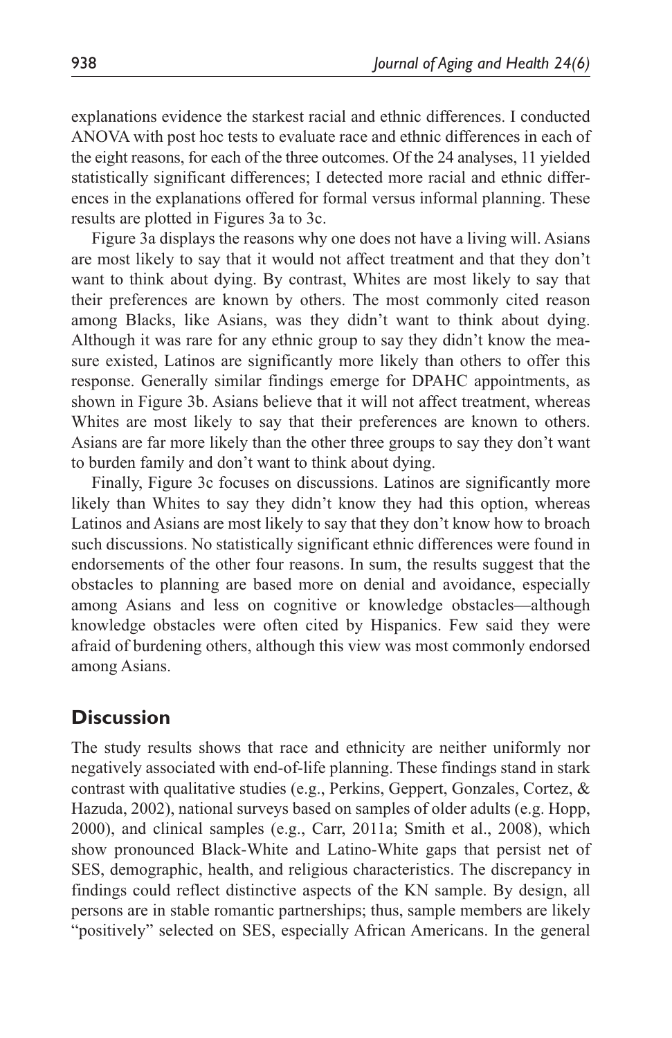explanations evidence the starkest racial and ethnic differences. I conducted ANOVA with post hoc tests to evaluate race and ethnic differences in each of the eight reasons, for each of the three outcomes. Of the 24 analyses, 11 yielded statistically significant differences; I detected more racial and ethnic differences in the explanations offered for formal versus informal planning. These results are plotted in Figures 3a to 3c.

Figure 3a displays the reasons why one does not have a living will. Asians are most likely to say that it would not affect treatment and that they don't want to think about dying. By contrast, Whites are most likely to say that their preferences are known by others. The most commonly cited reason among Blacks, like Asians, was they didn't want to think about dying. Although it was rare for any ethnic group to say they didn't know the measure existed, Latinos are significantly more likely than others to offer this response. Generally similar findings emerge for DPAHC appointments, as shown in Figure 3b. Asians believe that it will not affect treatment, whereas Whites are most likely to say that their preferences are known to others. Asians are far more likely than the other three groups to say they don't want to burden family and don't want to think about dying.

Finally, Figure 3c focuses on discussions. Latinos are significantly more likely than Whites to say they didn't know they had this option, whereas Latinos and Asians are most likely to say that they don't know how to broach such discussions. No statistically significant ethnic differences were found in endorsements of the other four reasons. In sum, the results suggest that the obstacles to planning are based more on denial and avoidance, especially among Asians and less on cognitive or knowledge obstacles—although knowledge obstacles were often cited by Hispanics. Few said they were afraid of burdening others, although this view was most commonly endorsed among Asians.

## Discussion

The study results shows that race and ethnicity are neither uniformly nor negatively associated with end-of-life planning. These findings stand in stark contrast with qualitative studies (e.g., Perkins, Geppert, Gonzales, Cortez, & Hazuda, 2002), national surveys based on samples of older adults (e.g. Hopp, 2000), and clinical samples (e.g., Carr, 2011a; Smith et al., 2008), which show pronounced Black-White and Latino-White gaps that persist net of SES, demographic, health, and religious characteristics. The discrepancy in findings could reflect distinctive aspects of the KN sample. By design, all persons are in stable romantic partnerships; thus, sample members are likely "positively" selected on SES, especially African Americans. In the general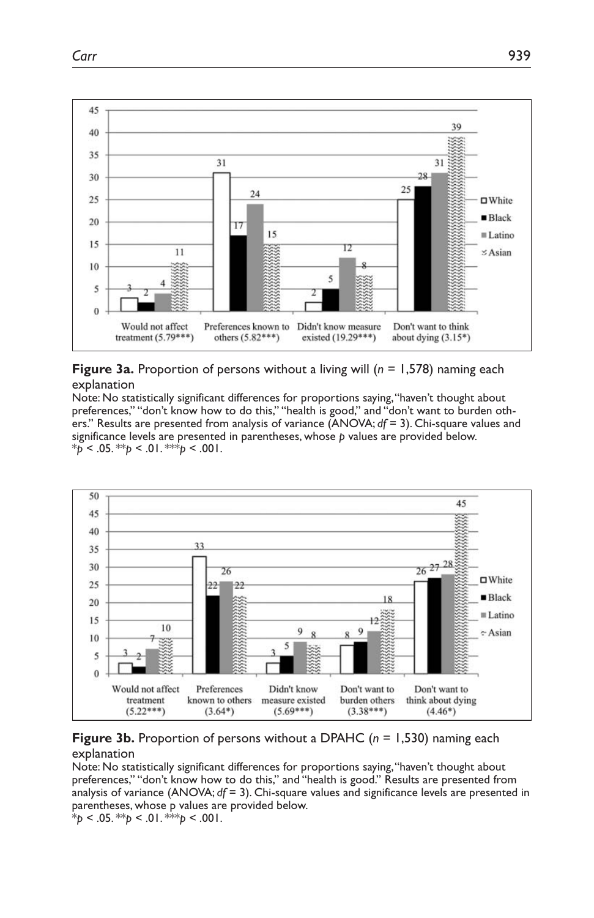**Figure 3a.** Proportion of persons without a living will ($n$ = 1,578) naming each explanation

Note: No statistically significant differences for proportions saying, "haven't thought about preferences," "don't know how to do this," "health is good," and "don't want to burden others." Results are presented from analysis of variance (ANOVA; $df$ = 3). Chi-square values and significance levels are presented in parentheses, whose $p$ values are provided below.
*$p$ < .05. **$p$ < .01. ***$p$ < .001.

**Figure 3b.** Proportion of persons without a DPAHC ($n$ = 1,530) naming each explanation

Note: No statistically significant differences for proportions saying, "haven't thought about preferences," "don't know how to do this," and "health is good." Results are presented from analysis of variance (ANOVA; $df$ = 3). Chi-square values and significance levels are presented in parentheses, whose p values are provided below.
*$p$ < .05. **$p$ < .01. ***$p$ < .001.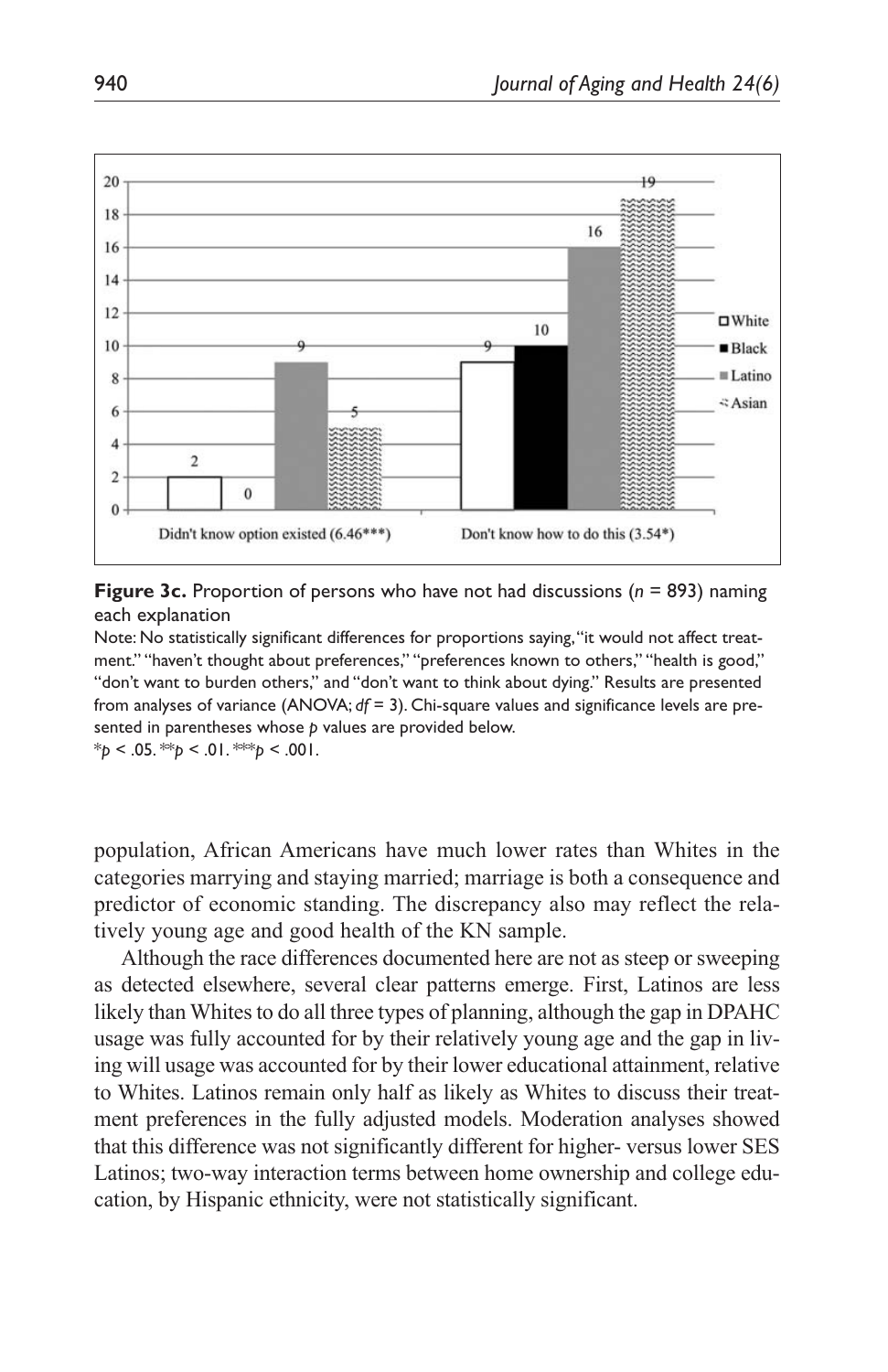**Figure 3c.** Proportion of persons who have not had discussions ($n$ = 893) naming each explanation

Note: No statistically significant differences for proportions saying, "it would not affect treatment." "haven't thought about preferences," "preferences known to others," "health is good," "don't want to burden others," and "don't want to think about dying." Results are presented from analyses of variance (ANOVA; $df$ = 3). Chi-square values and significance levels are presented in parentheses whose $p$ values are provided below.

\*$p$ < .05. \*\*$p$ < .01. \*\*\*$p$ < .001.

population, African Americans have much lower rates than Whites in the categories marrying and staying married; marriage is both a consequence and predictor of economic standing. The discrepancy also may reflect the relatively young age and good health of the KN sample.

Although the race differences documented here are not as steep or sweeping as detected elsewhere, several clear patterns emerge. First, Latinos are less likely than Whites to do all three types of planning, although the gap in DPAHC usage was fully accounted for by their relatively young age and the gap in living will usage was accounted for by their lower educational attainment, relative to Whites. Latinos remain only half as likely as Whites to discuss their treatment preferences in the fully adjusted models. Moderation analyses showed that this difference was not significantly different for higher- versus lower SES Latinos; two-way interaction terms between home ownership and college education, by Hispanic ethnicity, were not statistically significant.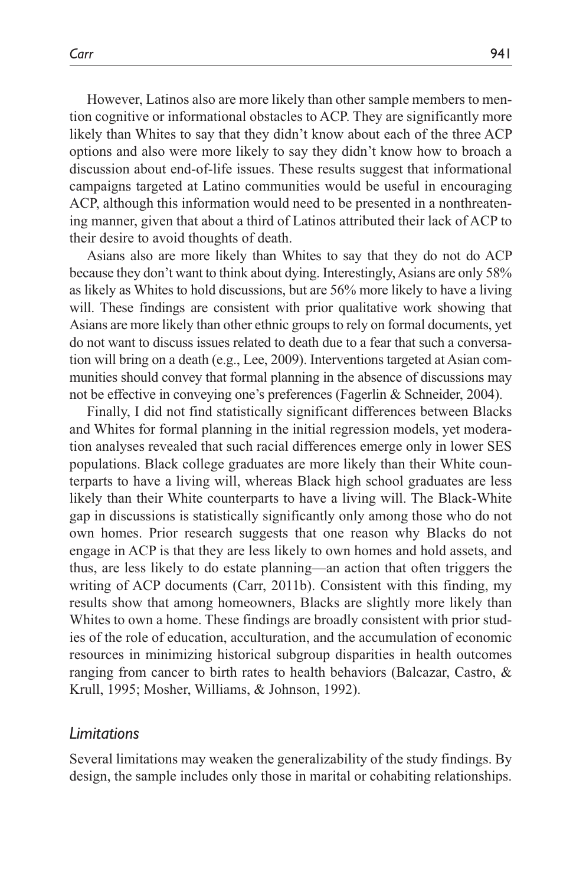However, Latinos also are more likely than other sample members to mention cognitive or informational obstacles to ACP. They are significantly more likely than Whites to say that they didn't know about each of the three ACP options and also were more likely to say they didn't know how to broach a discussion about end-of-life issues. These results suggest that informational campaigns targeted at Latino communities would be useful in encouraging ACP, although this information would need to be presented in a nonthreatening manner, given that about a third of Latinos attributed their lack of ACP to their desire to avoid thoughts of death.

Asians also are more likely than Whites to say that they do not do ACP because they don't want to think about dying. Interestingly, Asians are only 58% as likely as Whites to hold discussions, but are 56% more likely to have a living will. These findings are consistent with prior qualitative work showing that Asians are more likely than other ethnic groups to rely on formal documents, yet do not want to discuss issues related to death due to a fear that such a conversation will bring on a death (e.g., Lee, 2009). Interventions targeted at Asian communities should convey that formal planning in the absence of discussions may not be effective in conveying one's preferences (Fagerlin & Schneider, 2004).

Finally, I did not find statistically significant differences between Blacks and Whites for formal planning in the initial regression models, yet moderation analyses revealed that such racial differences emerge only in lower SES populations. Black college graduates are more likely than their White counterparts to have a living will, whereas Black high school graduates are less likely than their White counterparts to have a living will. The Black-White gap in discussions is statistically significantly only among those who do not own homes. Prior research suggests that one reason why Blacks do not engage in ACP is that they are less likely to own homes and hold assets, and thus, are less likely to do estate planning—an action that often triggers the writing of ACP documents (Carr, 2011b). Consistent with this finding, my results show that among homeowners, Blacks are slightly more likely than Whites to own a home. These findings are broadly consistent with prior studies of the role of education, acculturation, and the accumulation of economic resources in minimizing historical subgroup disparities in health outcomes ranging from cancer to birth rates to health behaviors (Balcazar, Castro, & Krull, 1995; Mosher, Williams, & Johnson, 1992).

### *Limitations*

Several limitations may weaken the generalizability of the study findings. By design, the sample includes only those in marital or cohabiting relationships.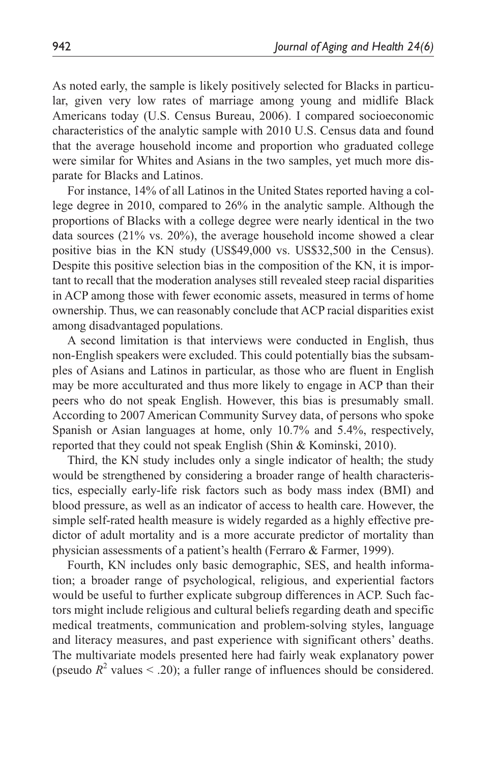As noted early, the sample is likely positively selected for Blacks in particular, given very low rates of marriage among young and midlife Black Americans today (U.S. Census Bureau, 2006). I compared socioeconomic characteristics of the analytic sample with 2010 U.S. Census data and found that the average household income and proportion who graduated college were similar for Whites and Asians in the two samples, yet much more disparate for Blacks and Latinos.

For instance, 14% of all Latinos in the United States reported having a college degree in 2010, compared to 26% in the analytic sample. Although the proportions of Blacks with a college degree were nearly identical in the two data sources (21% vs. 20%), the average household income showed a clear positive bias in the KN study (US$49,000 vs. US$32,500 in the Census). Despite this positive selection bias in the composition of the KN, it is important to recall that the moderation analyses still revealed steep racial disparities in ACP among those with fewer economic assets, measured in terms of home ownership. Thus, we can reasonably conclude that ACP racial disparities exist among disadvantaged populations.

A second limitation is that interviews were conducted in English, thus non-English speakers were excluded. This could potentially bias the subsamples of Asians and Latinos in particular, as those who are fluent in English may be more acculturated and thus more likely to engage in ACP than their peers who do not speak English. However, this bias is presumably small. According to 2007 American Community Survey data, of persons who spoke Spanish or Asian languages at home, only 10.7% and 5.4%, respectively, reported that they could not speak English (Shin & Kominski, 2010).

Third, the KN study includes only a single indicator of health; the study would be strengthened by considering a broader range of health characteristics, especially early-life risk factors such as body mass index (BMI) and blood pressure, as well as an indicator of access to health care. However, the simple self-rated health measure is widely regarded as a highly effective predictor of adult mortality and is a more accurate predictor of mortality than physician assessments of a patient's health (Ferraro & Farmer, 1999).

Fourth, KN includes only basic demographic, SES, and health information; a broader range of psychological, religious, and experiential factors would be useful to further explicate subgroup differences in ACP. Such factors might include religious and cultural beliefs regarding death and specific medical treatments, communication and problem-solving styles, language and literacy measures, and past experience with significant others' deaths. The multivariate models presented here had fairly weak explanatory power (pseudo $R^2$ values < .20); a fuller range of influences should be considered.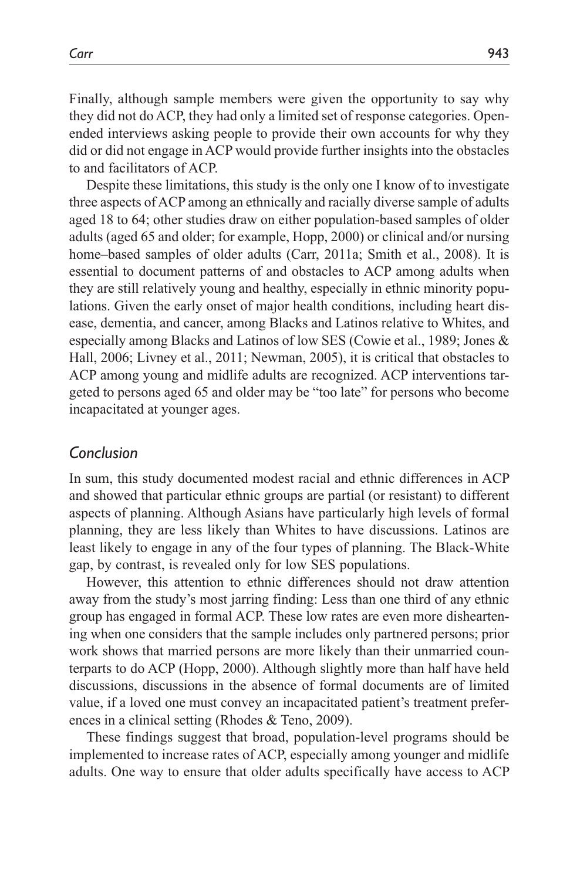Finally, although sample members were given the opportunity to say why they did not do ACP, they had only a limited set of response categories. Open-ended interviews asking people to provide their own accounts for why they did or did not engage in ACP would provide further insights into the obstacles to and facilitators of ACP.

Despite these limitations, this study is the only one I know of to investigate three aspects of ACP among an ethnically and racially diverse sample of adults aged 18 to 64; other studies draw on either population-based samples of older adults (aged 65 and older; for example, Hopp, 2000) or clinical and/or nursing home–based samples of older adults (Carr, 2011a; Smith et al., 2008). It is essential to document patterns of and obstacles to ACP among adults when they are still relatively young and healthy, especially in ethnic minority populations. Given the early onset of major health conditions, including heart disease, dementia, and cancer, among Blacks and Latinos relative to Whites, and especially among Blacks and Latinos of low SES (Cowie et al., 1989; Jones & Hall, 2006; Livney et al., 2011; Newman, 2005), it is critical that obstacles to ACP among young and midlife adults are recognized. ACP interventions targeted to persons aged 65 and older may be "too late" for persons who become incapacitated at younger ages.

## *Conclusion*

In sum, this study documented modest racial and ethnic differences in ACP and showed that particular ethnic groups are partial (or resistant) to different aspects of planning. Although Asians have particularly high levels of formal planning, they are less likely than Whites to have discussions. Latinos are least likely to engage in any of the four types of planning. The Black-White gap, by contrast, is revealed only for low SES populations.

However, this attention to ethnic differences should not draw attention away from the study's most jarring finding: Less than one third of any ethnic group has engaged in formal ACP. These low rates are even more disheartening when one considers that the sample includes only partnered persons; prior work shows that married persons are more likely than their unmarried counterparts to do ACP (Hopp, 2000). Although slightly more than half have held discussions, discussions in the absence of formal documents are of limited value, if a loved one must convey an incapacitated patient's treatment preferences in a clinical setting (Rhodes & Teno, 2009).

These findings suggest that broad, population-level programs should be implemented to increase rates of ACP, especially among younger and midlife adults. One way to ensure that older adults specifically have access to ACP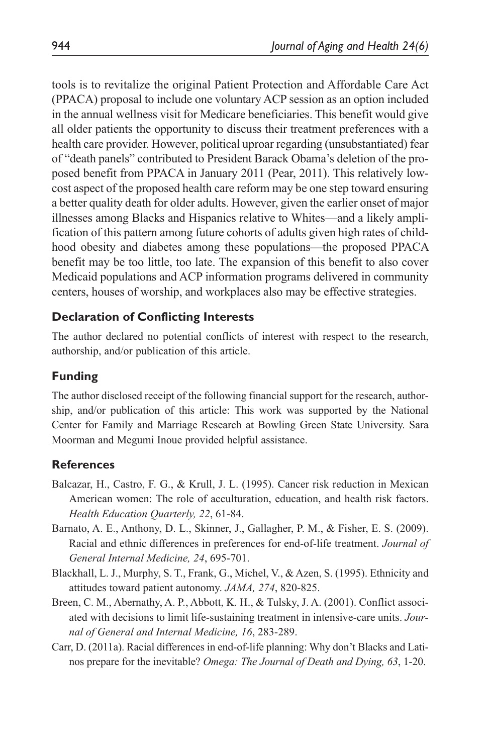tools is to revitalize the original Patient Protection and Affordable Care Act (PPACA) proposal to include one voluntary ACP session as an option included in the annual wellness visit for Medicare beneficiaries. This benefit would give all older patients the opportunity to discuss their treatment preferences with a health care provider. However, political uproar regarding (unsubstantiated) fear of "death panels" contributed to President Barack Obama's deletion of the proposed benefit from PPACA in January 2011 (Pear, 2011). This relatively low-cost aspect of the proposed health care reform may be one step toward ensuring a better quality death for older adults. However, given the earlier onset of major illnesses among Blacks and Hispanics relative to Whites—and a likely amplification of this pattern among future cohorts of adults given high rates of childhood obesity and diabetes among these populations—the proposed PPACA benefit may be too little, too late. The expansion of this benefit to also cover Medicaid populations and ACP information programs delivered in community centers, houses of worship, and workplaces also may be effective strategies.

### Declaration of Conflicting Interests

The author declared no potential conflicts of interest with respect to the research, authorship, and/or publication of this article.

### Funding

The author disclosed receipt of the following financial support for the research, authorship, and/or publication of this article: This work was supported by the National Center for Family and Marriage Research at Bowling Green State University. Sara Moorman and Megumi Inoue provided helpful assistance.

### References

Balcazar, H., Castro, F. G., & Krull, J. L. (1995). Cancer risk reduction in Mexican American women: The role of acculturation, education, and health risk factors. *Health Education Quarterly, 22*, 61-84.

Barnato, A. E., Anthony, D. L., Skinner, J., Gallagher, P. M., & Fisher, E. S. (2009). Racial and ethnic differences in preferences for end-of-life treatment. *Journal of General Internal Medicine, 24*, 695-701.

Blackhall, L. J., Murphy, S. T., Frank, G., Michel, V., & Azen, S. (1995). Ethnicity and attitudes toward patient autonomy. *JAMA, 274*, 820-825.

Breen, C. M., Abernathy, A. P., Abbott, K. H., & Tulsky, J. A. (2001). Conflict associated with decisions to limit life-sustaining treatment in intensive-care units. *Journal of General and Internal Medicine, 16*, 283-289.

Carr, D. (2011a). Racial differences in end-of-life planning: Why don't Blacks and Latinos prepare for the inevitable? *Omega: The Journal of Death and Dying, 63*, 1-20.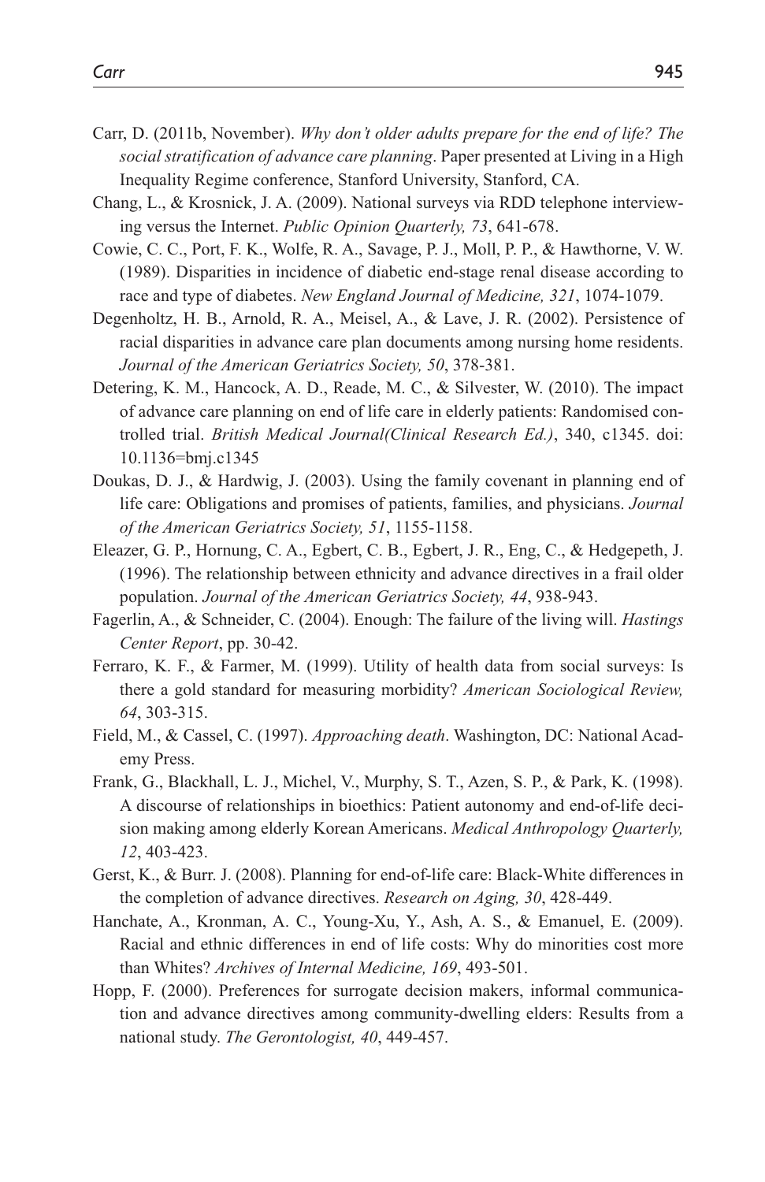Carr, D. (2011b, November). *Why don't older adults prepare for the end of life? The social stratification of advance care planning*. Paper presented at Living in a High Inequality Regime conference, Stanford University, Stanford, CA.

Chang, L., & Krosnick, J. A. (2009). National surveys via RDD telephone interviewing versus the Internet. *Public Opinion Quarterly, 73*, 641-678.

Cowie, C. C., Port, F. K., Wolfe, R. A., Savage, P. J., Moll, P. P., & Hawthorne, V. W. (1989). Disparities in incidence of diabetic end-stage renal disease according to race and type of diabetes. *New England Journal of Medicine, 321*, 1074-1079.

Degenholtz, H. B., Arnold, R. A., Meisel, A., & Lave, J. R. (2002). Persistence of racial disparities in advance care plan documents among nursing home residents. *Journal of the American Geriatrics Society, 50*, 378-381.

Detering, K. M., Hancock, A. D., Reade, M. C., & Silvester, W. (2010). The impact of advance care planning on end of life care in elderly patients: Randomised controlled trial. *British Medical Journal(Clinical Research Ed.)*, 340, c1345. doi: 10.1136=bmj.c1345

Doukas, D. J., & Hardwig, J. (2003). Using the family covenant in planning end of life care: Obligations and promises of patients, families, and physicians. *Journal of the American Geriatrics Society, 51*, 1155-1158.

Eleazer, G. P., Hornung, C. A., Egbert, C. B., Egbert, J. R., Eng, C., & Hedgepeth, J. (1996). The relationship between ethnicity and advance directives in a frail older population. *Journal of the American Geriatrics Society, 44*, 938-943.

Fagerlin, A., & Schneider, C. (2004). Enough: The failure of the living will. *Hastings Center Report*, pp. 30-42.

Ferraro, K. F., & Farmer, M. (1999). Utility of health data from social surveys: Is there a gold standard for measuring morbidity? *American Sociological Review, 64*, 303-315.

Field, M., & Cassel, C. (1997). *Approaching death*. Washington, DC: National Academy Press.

Frank, G., Blackhall, L. J., Michel, V., Murphy, S. T., Azen, S. P., & Park, K. (1998). A discourse of relationships in bioethics: Patient autonomy and end-of-life decision making among elderly Korean Americans. *Medical Anthropology Quarterly, 12*, 403-423.

Gerst, K., & Burr. J. (2008). Planning for end-of-life care: Black-White differences in the completion of advance directives. *Research on Aging, 30*, 428-449.

Hanchate, A., Kronman, A. C., Young-Xu, Y., Ash, A. S., & Emanuel, E. (2009). Racial and ethnic differences in end of life costs: Why do minorities cost more than Whites? *Archives of Internal Medicine, 169*, 493-501.

Hopp, F. (2000). Preferences for surrogate decision makers, informal communication and advance directives among community-dwelling elders: Results from a national study. *The Gerontologist, 40*, 449-457.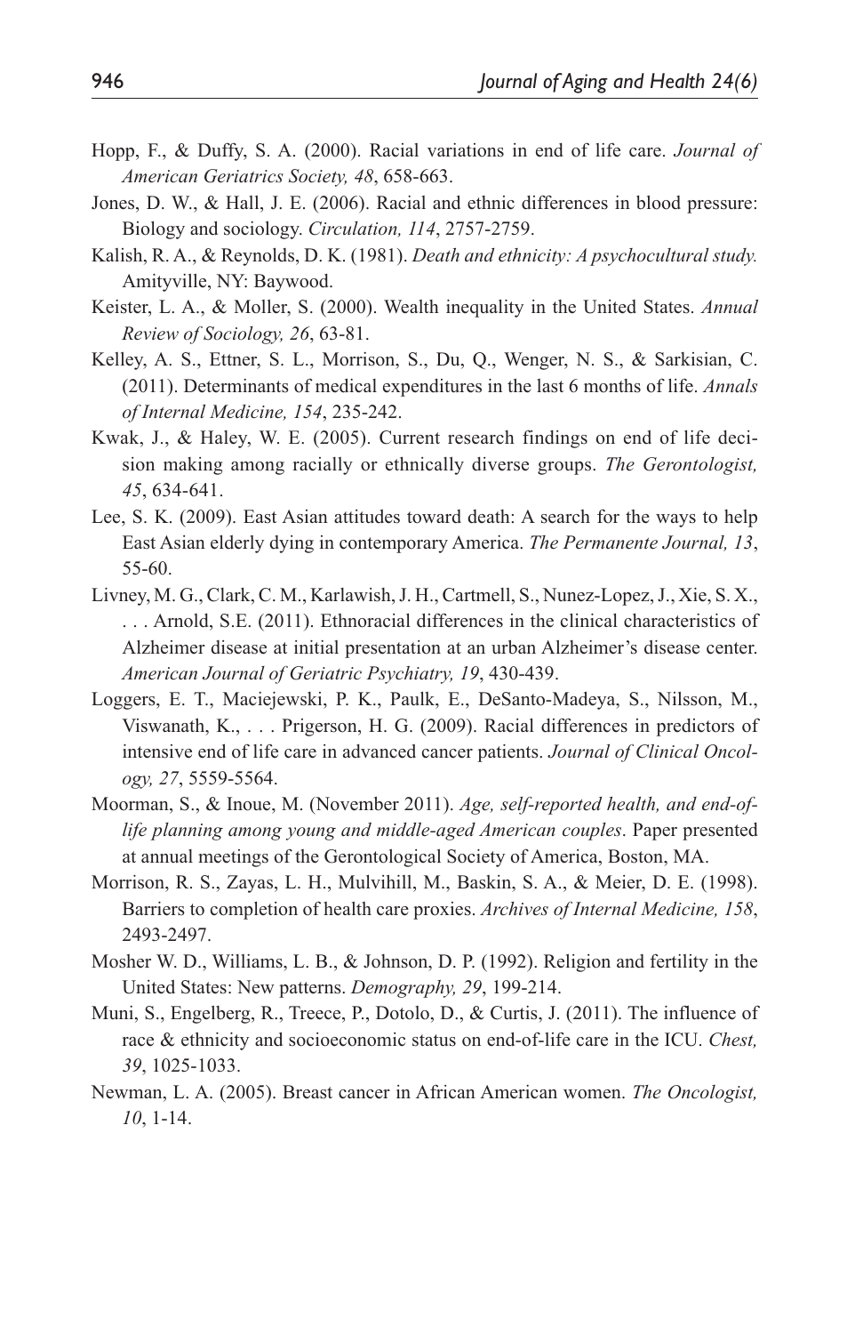Hopp, F., & Duffy, S. A. (2000). Racial variations in end of life care. *Journal of American Geriatrics Society, 48*, 658-663.

Jones, D. W., & Hall, J. E. (2006). Racial and ethnic differences in blood pressure: Biology and sociology. *Circulation, 114*, 2757-2759.

Kalish, R. A., & Reynolds, D. K. (1981). *Death and ethnicity: A psychocultural study.* Amityville, NY: Baywood.

Keister, L. A., & Moller, S. (2000). Wealth inequality in the United States. *Annual Review of Sociology, 26*, 63-81.

Kelley, A. S., Ettner, S. L., Morrison, S., Du, Q., Wenger, N. S., & Sarkisian, C. (2011). Determinants of medical expenditures in the last 6 months of life. *Annals of Internal Medicine, 154*, 235-242.

Kwak, J., & Haley, W. E. (2005). Current research findings on end of life decision making among racially or ethnically diverse groups. *The Gerontologist, 45*, 634-641.

Lee, S. K. (2009). East Asian attitudes toward death: A search for the ways to help East Asian elderly dying in contemporary America. *The Permanente Journal, 13*, 55-60.

Livney, M. G., Clark, C. M., Karlawish, J. H., Cartmell, S., Nunez-Lopez, J., Xie, S. X., . . . Arnold, S.E. (2011). Ethnoracial differences in the clinical characteristics of Alzheimer disease at initial presentation at an urban Alzheimer's disease center. *American Journal of Geriatric Psychiatry, 19*, 430-439.

Loggers, E. T., Maciejewski, P. K., Paulk, E., DeSanto-Madeya, S., Nilsson, M., Viswanath, K., . . . Prigerson, H. G. (2009). Racial differences in predictors of intensive end of life care in advanced cancer patients. *Journal of Clinical Oncology, 27*, 5559-5564.

Moorman, S., & Inoue, M. (November 2011). *Age, self-reported health, and end-of-life planning among young and middle-aged American couples*. Paper presented at annual meetings of the Gerontological Society of America, Boston, MA.

Morrison, R. S., Zayas, L. H., Mulvihill, M., Baskin, S. A., & Meier, D. E. (1998). Barriers to completion of health care proxies. *Archives of Internal Medicine, 158*, 2493-2497.

Mosher W. D., Williams, L. B., & Johnson, D. P. (1992). Religion and fertility in the United States: New patterns. *Demography, 29*, 199-214.

Muni, S., Engelberg, R., Treece, P., Dotolo, D., & Curtis, J. (2011). The influence of race & ethnicity and socioeconomic status on end-of-life care in the ICU. *Chest, 39*, 1025-1033.

Newman, L. A. (2005). Breast cancer in African American women. *The Oncologist, 10*, 1-14.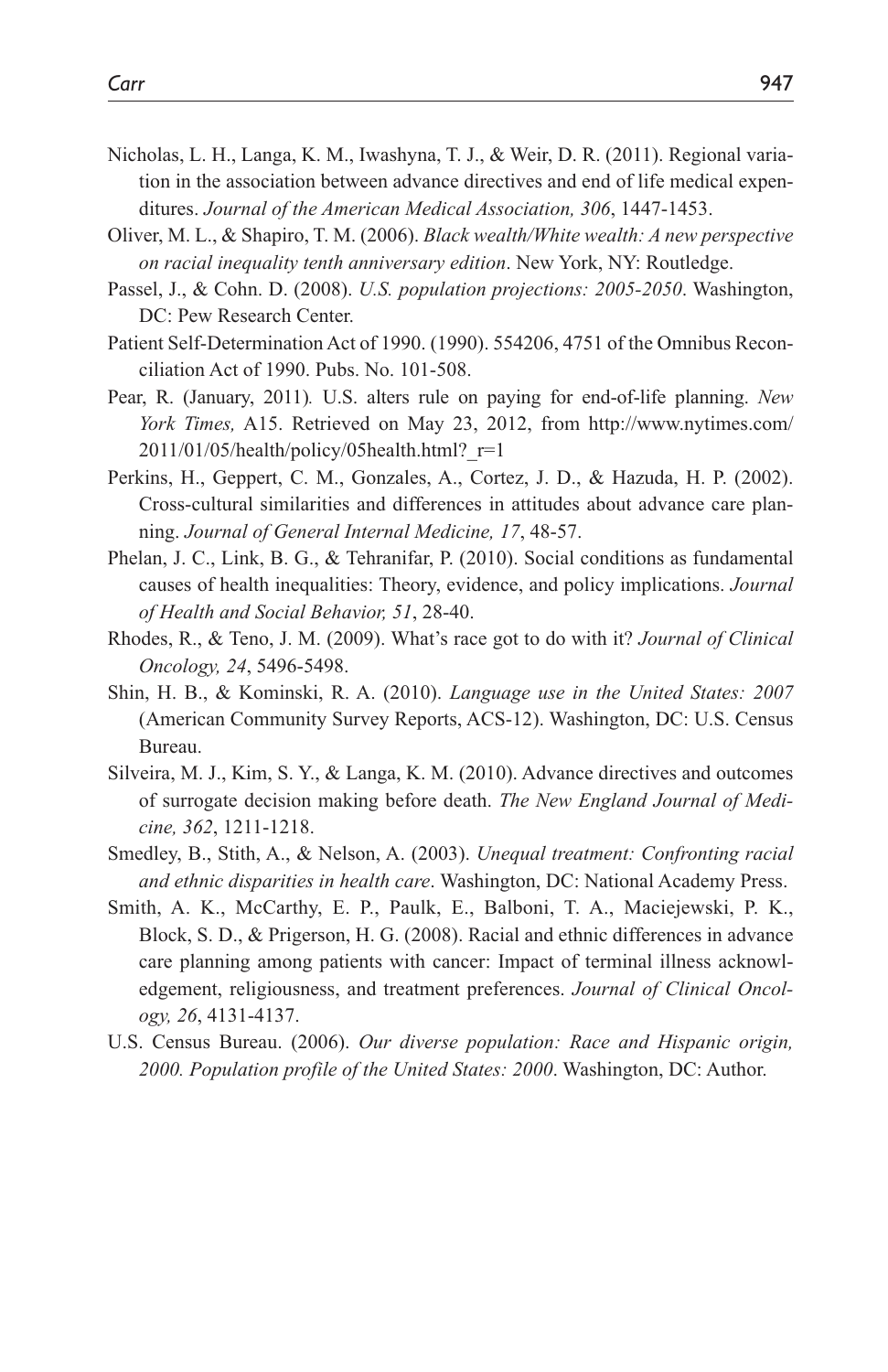Nicholas, L. H., Langa, K. M., Iwashyna, T. J., & Weir, D. R. (2011). Regional variation in the association between advance directives and end of life medical expenditures. *Journal of the American Medical Association, 306*, 1447-1453.

Oliver, M. L., & Shapiro, T. M. (2006). *Black wealth/White wealth: A new perspective on racial inequality tenth anniversary edition*. New York, NY: Routledge.

Passel, J., & Cohn. D. (2008). *U.S. population projections: 2005-2050*. Washington, DC: Pew Research Center.

Patient Self-Determination Act of 1990. (1990). 554206, 4751 of the Omnibus Reconciliation Act of 1990. Pubs. No. 101-508.

Pear, R. (January, 2011). U.S. alters rule on paying for end-of-life planning. *New York Times,* A15. Retrieved on May 23, 2012, from http://www.nytimes.com/2011/01/05/health/policy/05health.html?_r=1

Perkins, H., Geppert, C. M., Gonzales, A., Cortez, J. D., & Hazuda, H. P. (2002). Cross-cultural similarities and differences in attitudes about advance care planning. *Journal of General Internal Medicine, 17*, 48-57.

Phelan, J. C., Link, B. G., & Tehranifar, P. (2010). Social conditions as fundamental causes of health inequalities: Theory, evidence, and policy implications. *Journal of Health and Social Behavior, 51*, 28-40.

Rhodes, R., & Teno, J. M. (2009). What's race got to do with it? *Journal of Clinical Oncology, 24*, 5496-5498.

Shin, H. B., & Kominski, R. A. (2010). *Language use in the United States: 2007* (American Community Survey Reports, ACS-12). Washington, DC: U.S. Census Bureau.

Silveira, M. J., Kim, S. Y., & Langa, K. M. (2010). Advance directives and outcomes of surrogate decision making before death. *The New England Journal of Medicine, 362*, 1211-1218.

Smedley, B., Stith, A., & Nelson, A. (2003). *Unequal treatment: Confronting racial and ethnic disparities in health care*. Washington, DC: National Academy Press.

Smith, A. K., McCarthy, E. P., Paulk, E., Balboni, T. A., Maciejewski, P. K., Block, S. D., & Prigerson, H. G. (2008). Racial and ethnic differences in advance care planning among patients with cancer: Impact of terminal illness acknowledgement, religiousness, and treatment preferences. *Journal of Clinical Oncology, 26*, 4131-4137.

U.S. Census Bureau. (2006). *Our diverse population: Race and Hispanic origin, 2000. Population profile of the United States: 2000*. Washington, DC: Author.